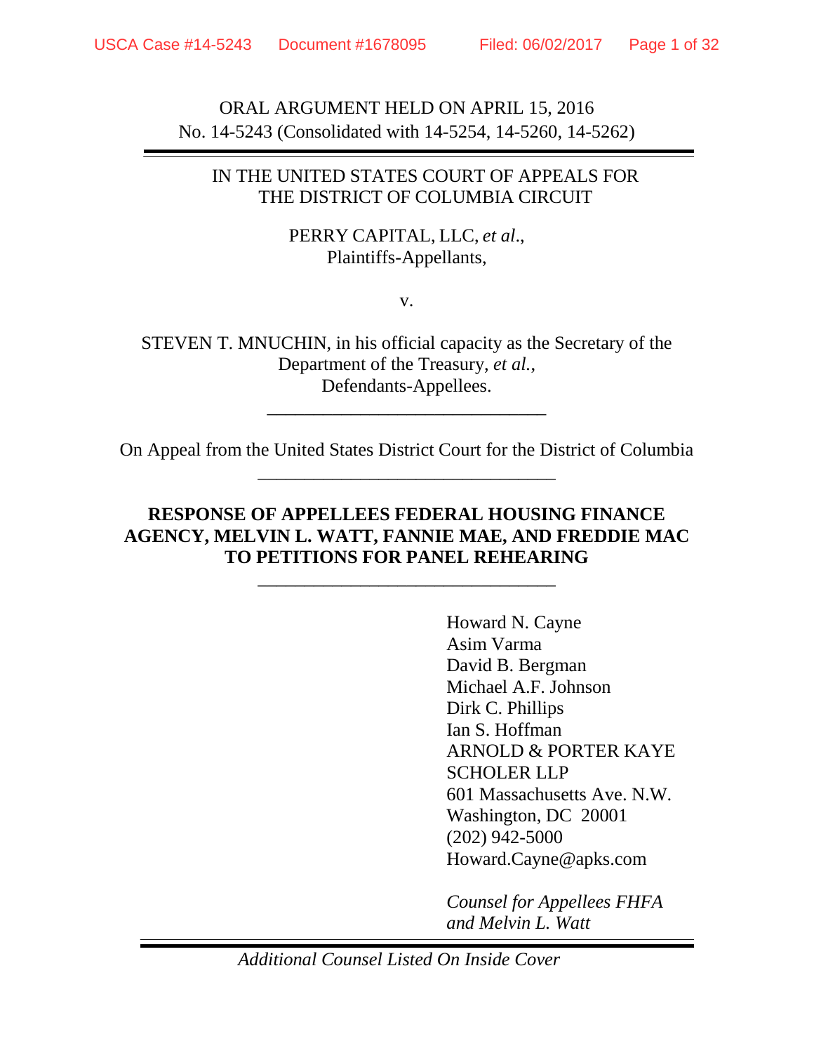ORAL ARGUMENT HELD ON APRIL 15, 2016
No. 14-5243 (Consolidated with 14-5254, 14-5260, 14-5262)

IN THE UNITED STATES COURT OF APPEALS FOR
THE DISTRICT OF COLUMBIA CIRCUIT

PERRY CAPITAL, LLC, *et al*.,
Plaintiffs-Appellants,

v.

STEVEN T. MNUCHIN, in his official capacity as the Secretary of the Department of the Treasury, *et al.*,
Defendants-Appellees.

---

On Appeal from the United States District Court for the District of Columbia

---

**RESPONSE OF APPELLEES FEDERAL HOUSING FINANCE AGENCY, MELVIN L. WATT, FANNIE MAE, AND FREDDIE MAC TO PETITIONS FOR PANEL REHEARING**

---

Howard N. Cayne
Asim Varma
David B. Bergman
Michael A.F. Johnson
Dirk C. Phillips
Ian S. Hoffman
ARNOLD & PORTER KAYE SCHOLER LLP
601 Massachusetts Ave. N.W.
Washington, DC 20001
(202) 942-5000
Howard.Cayne@apks.com

*Counsel for Appellees FHFA and Melvin L. Watt*

*Additional Counsel Listed On Inside Cover*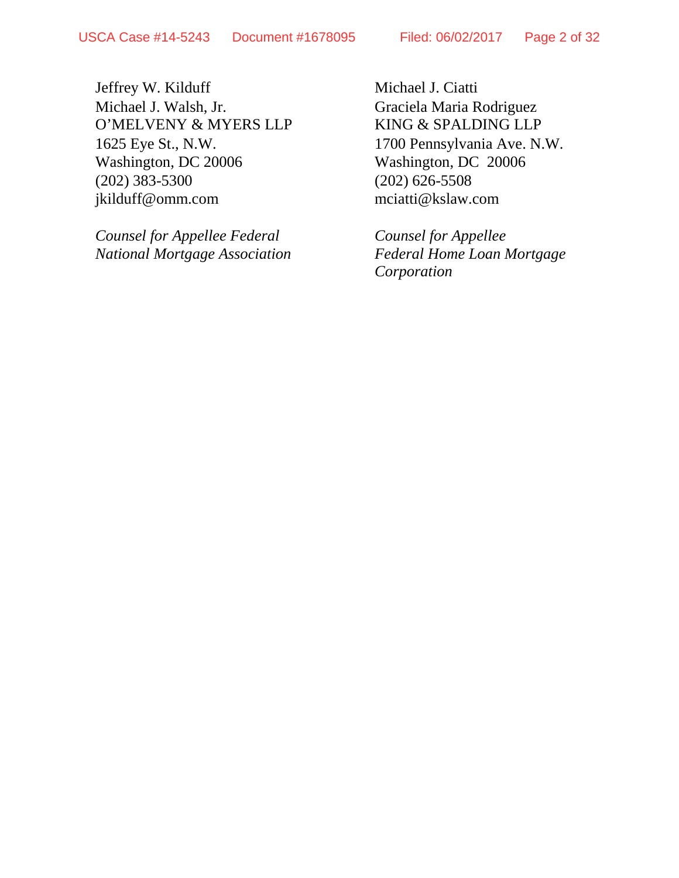Jeffrey W. Kilduff
Michael J. Walsh, Jr.
O'MELVENY & MYERS LLP
1625 Eye St., N.W.
Washington, DC 20006
(202) 383-5300
jkilduff@omm.com

*Counsel for Appellee Federal National Mortgage Association*

Michael J. Ciatti
Graciela Maria Rodriguez
KING & SPALDING LLP
1700 Pennsylvania Ave. N.W.
Washington, DC 20006
(202) 626-5508
mciatti@kslaw.com

*Counsel for Appellee Federal Home Loan Mortgage Corporation*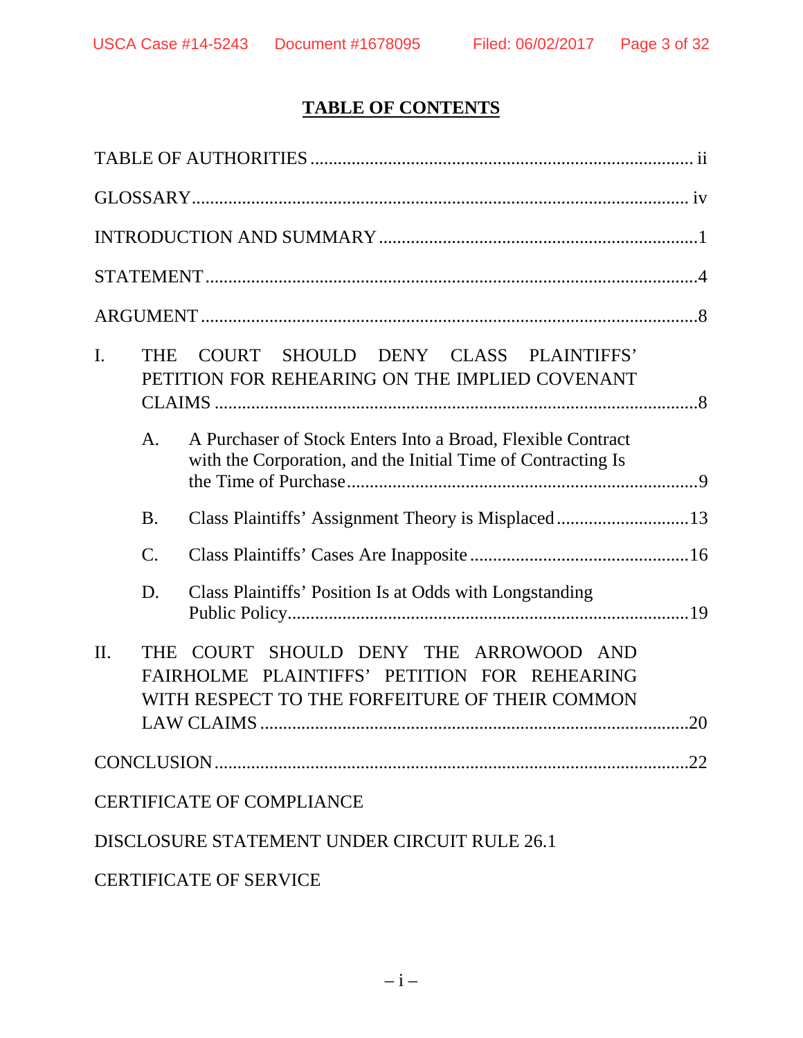# TABLE OF CONTENTS

TABLE OF AUTHORITIES ........................................................................................ ii

GLOSSARY ............................................................................................................ iv

INTRODUCTION AND SUMMARY ..................................................................... 1

STATEMENT ........................................................................................................... 4

ARGUMENT ............................................................................................................ 8

I. THE COURT SHOULD DENY CLASS PLAINTIFFS' PETITION FOR REHEARING ON THE IMPLIED COVENANT CLAIMS ........................................................................................................ 8

   A. A Purchaser of Stock Enters Into a Broad, Flexible Contract with the Corporation, and the Initial Time of Contracting Is the Time of Purchase ........................................................................... 9

   B. Class Plaintiffs' Assignment Theory is Misplaced ............................. 13

   C. Class Plaintiffs' Cases Are Inapposite ................................................ 16

   D. Class Plaintiffs' Position Is at Odds with Longstanding Public Policy ....................................................................................... 19

II. THE COURT SHOULD DENY THE ARROWOOD AND FAIRHOLME PLAINTIFFS' PETITION FOR REHEARING WITH RESPECT TO THE FORFEITURE OF THEIR COMMON LAW CLAIMS ............................................................................................ 20

CONCLUSION ....................................................................................................... 22

CERTIFICATE OF COMPLIANCE

DISCLOSURE STATEMENT UNDER CIRCUIT RULE 26.1

CERTIFICATE OF SERVICE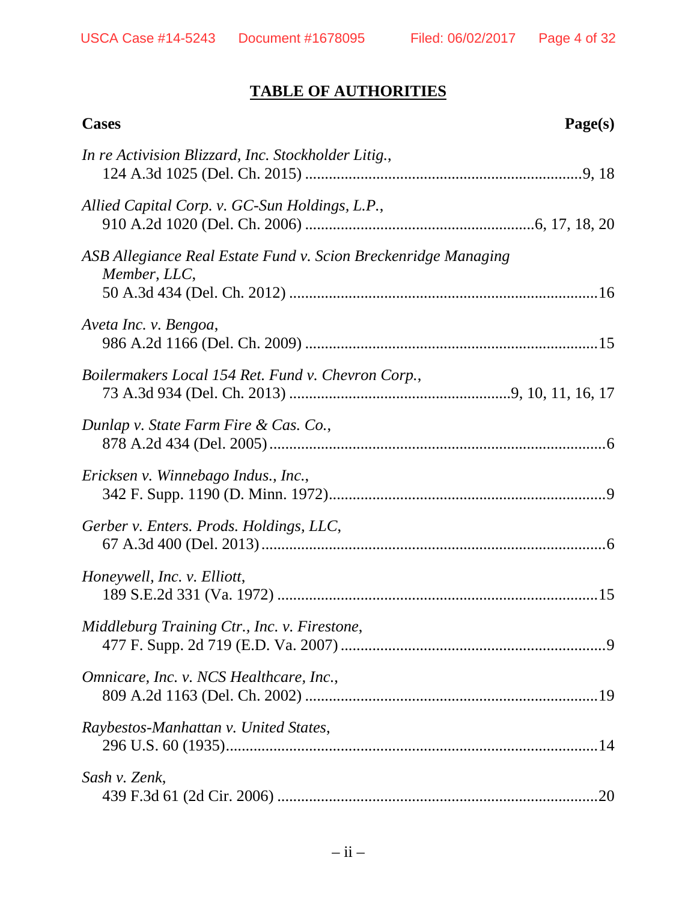# TABLE OF AUTHORITIES

**Cases** **Page(s)**

*In re Activision Blizzard, Inc. Stockholder Litig.*,
124 A.3d 1025 (Del. Ch. 2015) ....................................................................9, 18

*Allied Capital Corp. v. GC-Sun Holdings, L.P.*,
910 A.2d 1020 (Del. Ch. 2006) ........................................................6, 17, 18, 20

*ASB Allegiance Real Estate Fund v. Scion Breckenridge Managing Member, LLC*,
50 A.3d 434 (Del. Ch. 2012) ............................................................................16

*Aveta Inc. v. Bengoa*,
986 A.2d 1166 (Del. Ch. 2009) ........................................................................15

*Boilermakers Local 154 Ret. Fund v. Chevron Corp.*,
73 A.3d 934 (Del. Ch. 2013) .......................................................9, 10, 11, 16, 17

*Dunlap v. State Farm Fire & Cas. Co.*,
878 A.2d 434 (Del. 2005)....................................................................................6

*Ericksen v. Winnebago Indus., Inc.*,
342 F. Supp. 1190 (D. Minn. 1972)....................................................................9

*Gerber v. Enters. Prods. Holdings, LLC*,
67 A.3d 400 (Del. 2013)......................................................................................6

*Honeywell, Inc. v. Elliott*,
189 S.E.2d 331 (Va. 1972) ................................................................................15

*Middleburg Training Ctr., Inc. v. Firestone*,
477 F. Supp. 2d 719 (E.D. Va. 2007)..................................................................9

*Omnicare, Inc. v. NCS Healthcare, Inc.*,
809 A.2d 1163 (Del. Ch. 2002) .........................................................................19

*Raybestos-Manhattan v. United States*,
296 U.S. 60 (1935).............................................................................................14

*Sash v. Zenk*,
439 F.3d 61 (2d Cir. 2006) ................................................................................20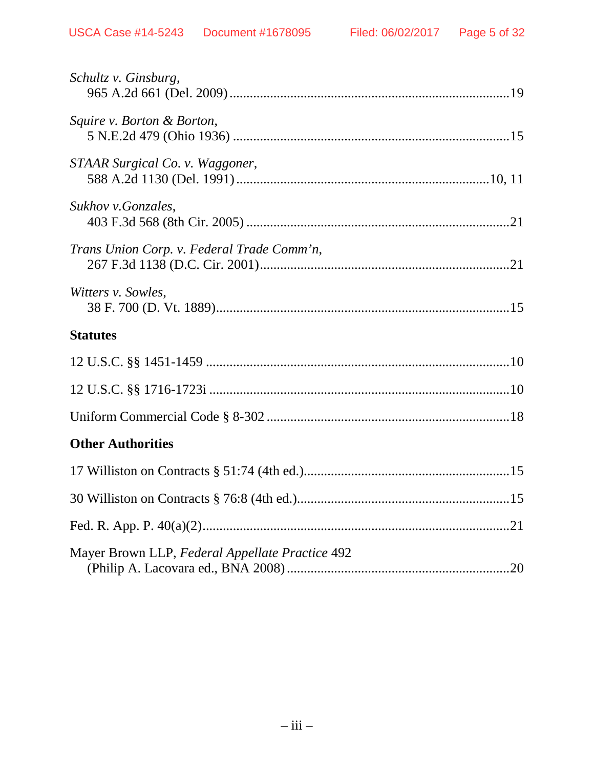*Schultz v. Ginsburg*,
965 A.2d 661 (Del. 2009) ....................................................................................19

*Squire v. Borton & Borton*,
5 N.E.2d 479 (Ohio 1936) ..................................................................................15

*STAAR Surgical Co. v. Waggoner*,
588 A.2d 1130 (Del. 1991) ..........................................................................10, 11

*Sukhov v.Gonzales*,
403 F.3d 568 (8th Cir. 2005) .............................................................................21

*Trans Union Corp. v. Federal Trade Comm'n*,
267 F.3d 1138 (D.C. Cir. 2001).........................................................................21

*Witters v. Sowles*,
38 F. 700 (D. Vt. 1889)......................................................................................15

**Statutes**

12 U.S.C. §§ 1451-1459 .........................................................................................10

12 U.S.C. §§ 1716-1723i ........................................................................................10

Uniform Commercial Code § 8-302 .......................................................................18

**Other Authorities**

17 Williston on Contracts § 51:74 (4th ed.).............................................................15

30 Williston on Contracts § 76:8 (4th ed.)...............................................................15

Fed. R. App. P. 40(a)(2)..........................................................................................21

Mayer Brown LLP, *Federal Appellate Practice* 492
(Philip A. Lacovara ed., BNA 2008) .................................................................20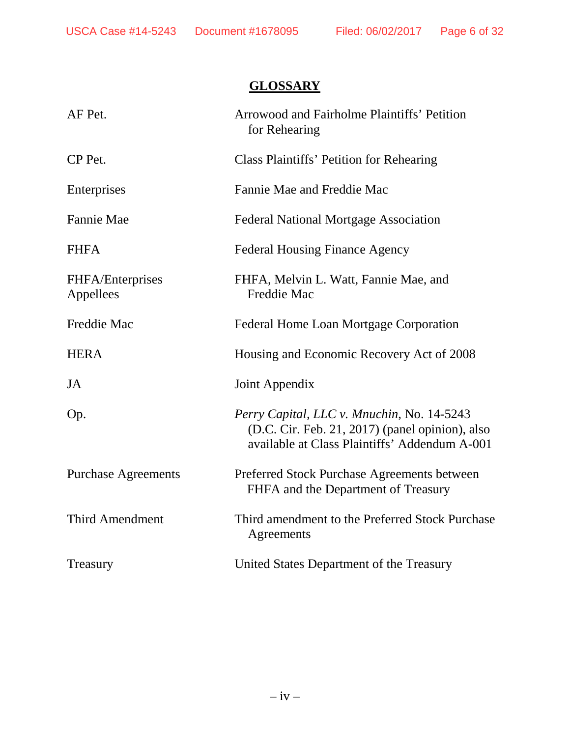## GLOSSARY

| | |
|---|---|
| AF Pet. | Arrowood and Fairholme Plaintiffs' Petition for Rehearing |
| CP Pet. | Class Plaintiffs' Petition for Rehearing |
| Enterprises | Fannie Mae and Freddie Mac |
| Fannie Mae | Federal National Mortgage Association |
| FHFA | Federal Housing Finance Agency |
| FHFA/Enterprises Appellees | FHFA, Melvin L. Watt, Fannie Mae, and Freddie Mac |
| Freddie Mac | Federal Home Loan Mortgage Corporation |
| HERA | Housing and Economic Recovery Act of 2008 |
| JA | Joint Appendix |
| Op. | *Perry Capital, LLC v. Mnuchin*, No. 14-5243 (D.C. Cir. Feb. 21, 2017) (panel opinion), also available at Class Plaintiffs' Addendum A-001 |
| Purchase Agreements | Preferred Stock Purchase Agreements between FHFA and the Department of Treasury |
| Third Amendment | Third amendment to the Preferred Stock Purchase Agreements |
| Treasury | United States Department of the Treasury |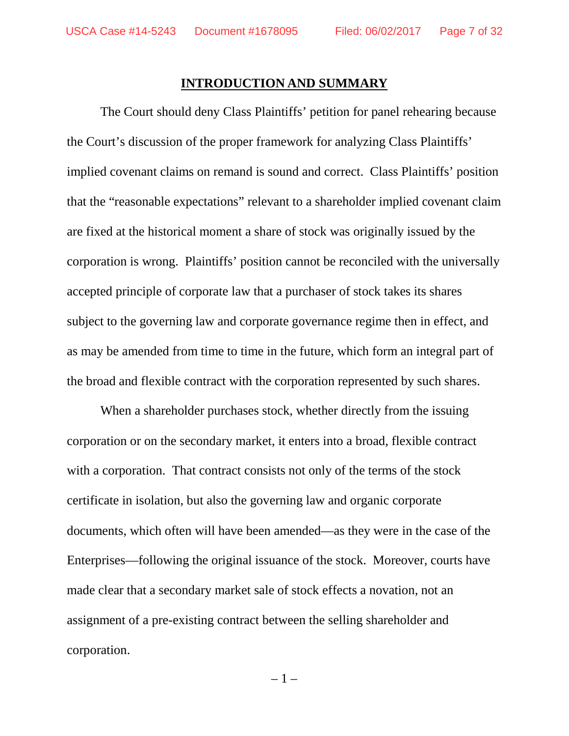## INTRODUCTION AND SUMMARY

The Court should deny Class Plaintiffs' petition for panel rehearing because the Court's discussion of the proper framework for analyzing Class Plaintiffs' implied covenant claims on remand is sound and correct. Class Plaintiffs' position that the "reasonable expectations" relevant to a shareholder implied covenant claim are fixed at the historical moment a share of stock was originally issued by the corporation is wrong. Plaintiffs' position cannot be reconciled with the universally accepted principle of corporate law that a purchaser of stock takes its shares subject to the governing law and corporate governance regime then in effect, and as may be amended from time to time in the future, which form an integral part of the broad and flexible contract with the corporation represented by such shares.

When a shareholder purchases stock, whether directly from the issuing corporation or on the secondary market, it enters into a broad, flexible contract with a corporation. That contract consists not only of the terms of the stock certificate in isolation, but also the governing law and organic corporate documents, which often will have been amended—as they were in the case of the Enterprises—following the original issuance of the stock. Moreover, courts have made clear that a secondary market sale of stock effects a novation, not an assignment of a pre-existing contract between the selling shareholder and corporation.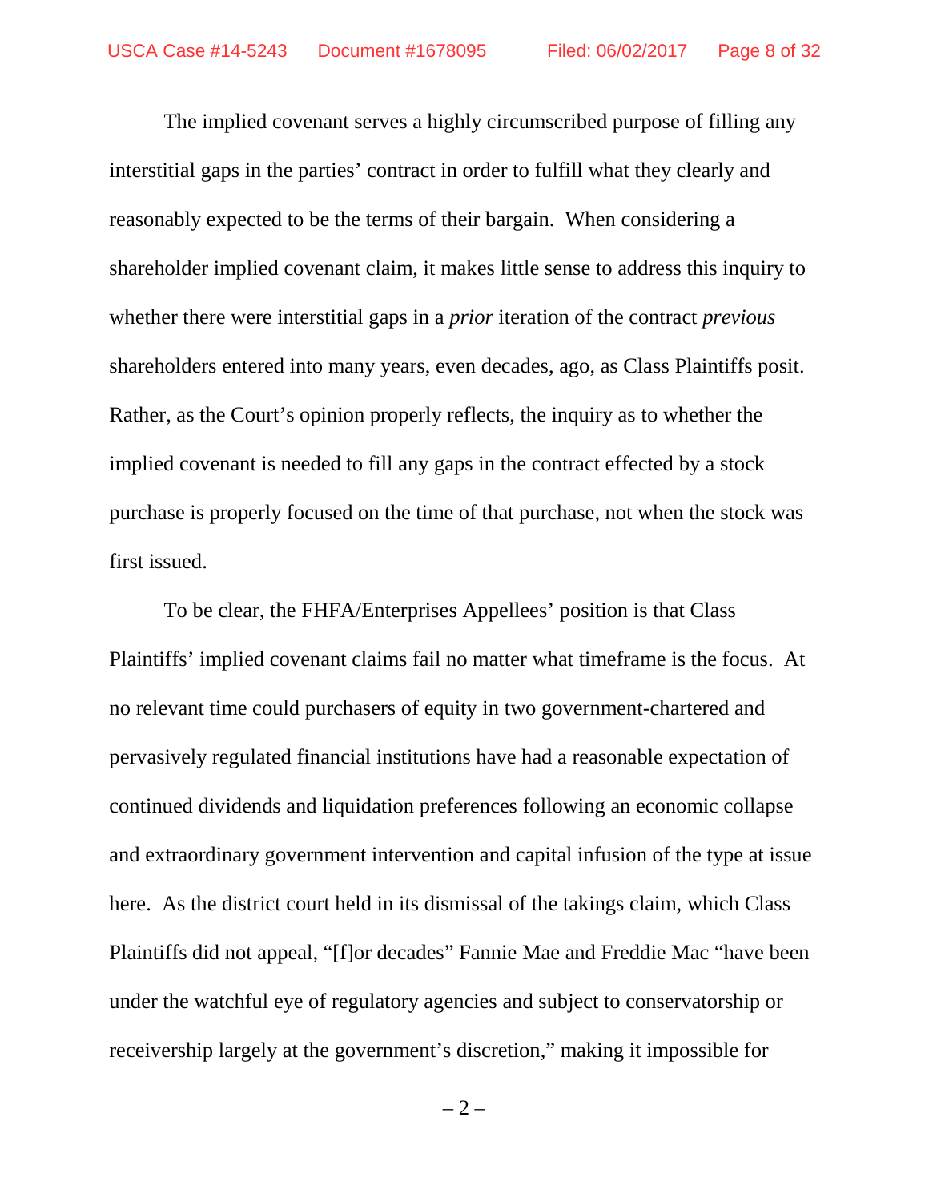The implied covenant serves a highly circumscribed purpose of filling any interstitial gaps in the parties' contract in order to fulfill what they clearly and reasonably expected to be the terms of their bargain. When considering a shareholder implied covenant claim, it makes little sense to address this inquiry to whether there were interstitial gaps in a *prior* iteration of the contract *previous* shareholders entered into many years, even decades, ago, as Class Plaintiffs posit. Rather, as the Court's opinion properly reflects, the inquiry as to whether the implied covenant is needed to fill any gaps in the contract effected by a stock purchase is properly focused on the time of that purchase, not when the stock was first issued.

To be clear, the FHFA/Enterprises Appellees' position is that Class Plaintiffs' implied covenant claims fail no matter what timeframe is the focus. At no relevant time could purchasers of equity in two government-chartered and pervasively regulated financial institutions have had a reasonable expectation of continued dividends and liquidation preferences following an economic collapse and extraordinary government intervention and capital infusion of the type at issue here. As the district court held in its dismissal of the takings claim, which Class Plaintiffs did not appeal, "[f]or decades" Fannie Mae and Freddie Mac "have been under the watchful eye of regulatory agencies and subject to conservatorship or receivership largely at the government's discretion," making it impossible for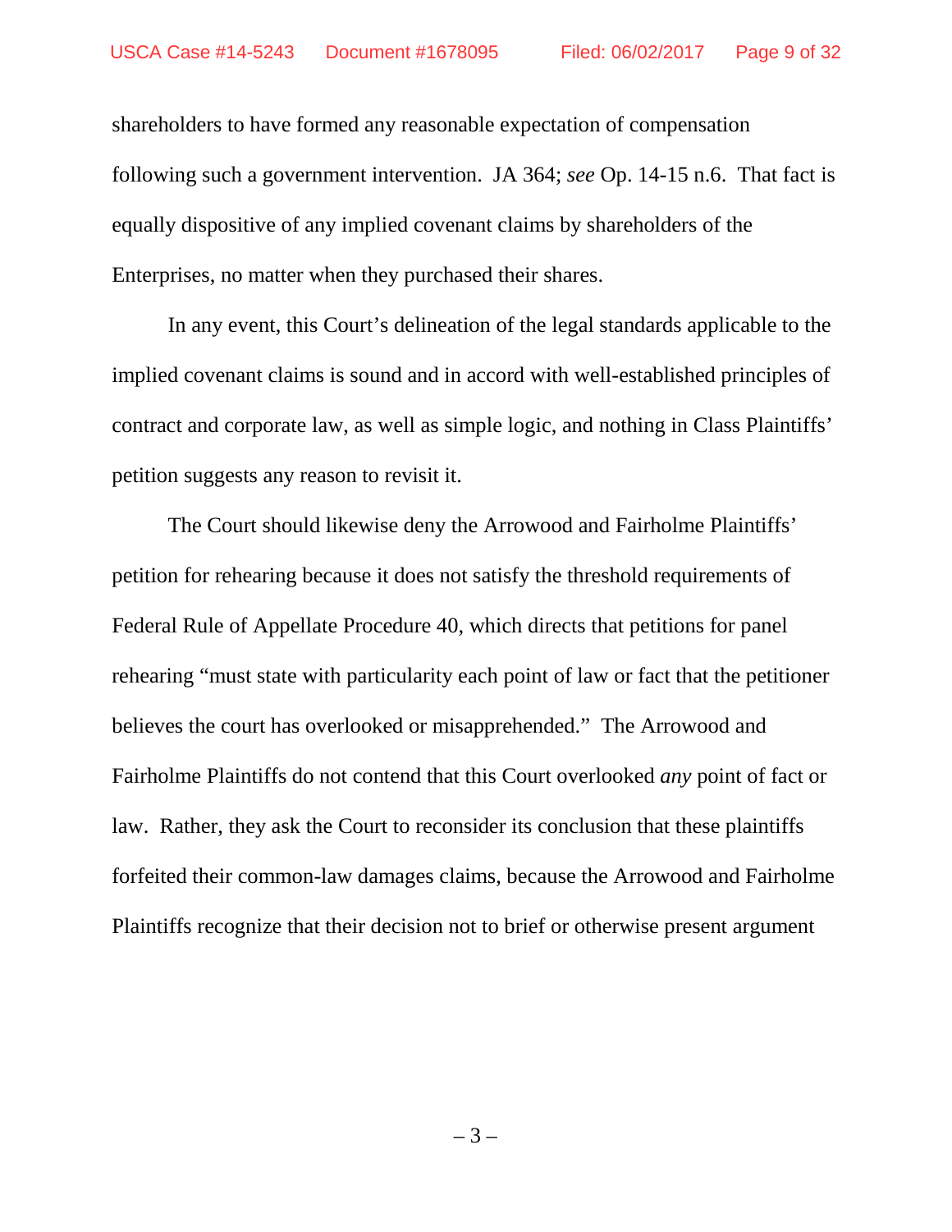shareholders to have formed any reasonable expectation of compensation following such a government intervention. JA 364; *see* Op. 14-15 n.6. That fact is equally dispositive of any implied covenant claims by shareholders of the Enterprises, no matter when they purchased their shares.

In any event, this Court's delineation of the legal standards applicable to the implied covenant claims is sound and in accord with well-established principles of contract and corporate law, as well as simple logic, and nothing in Class Plaintiffs' petition suggests any reason to revisit it.

The Court should likewise deny the Arrowood and Fairholme Plaintiffs' petition for rehearing because it does not satisfy the threshold requirements of Federal Rule of Appellate Procedure 40, which directs that petitions for panel rehearing "must state with particularity each point of law or fact that the petitioner believes the court has overlooked or misapprehended." The Arrowood and Fairholme Plaintiffs do not contend that this Court overlooked *any* point of fact or law. Rather, they ask the Court to reconsider its conclusion that these plaintiffs forfeited their common-law damages claims, because the Arrowood and Fairholme Plaintiffs recognize that their decision not to brief or otherwise present argument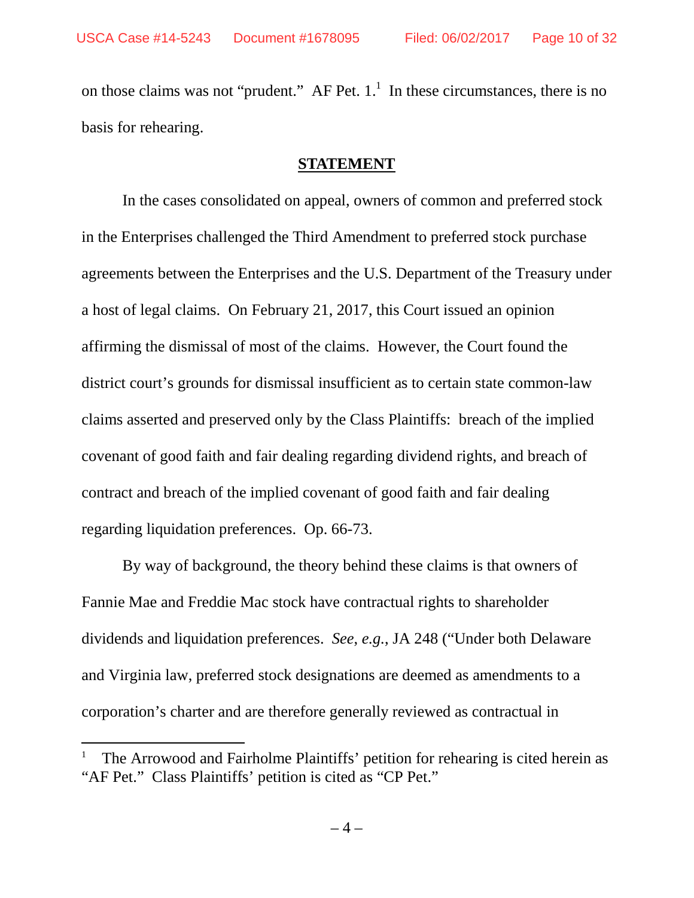on those claims was not "prudent." AF Pet. 1.[1] In these circumstances, there is no basis for rehearing.

## STATEMENT

In the cases consolidated on appeal, owners of common and preferred stock in the Enterprises challenged the Third Amendment to preferred stock purchase agreements between the Enterprises and the U.S. Department of the Treasury under a host of legal claims. On February 21, 2017, this Court issued an opinion affirming the dismissal of most of the claims. However, the Court found the district court's grounds for dismissal insufficient as to certain state common-law claims asserted and preserved only by the Class Plaintiffs: breach of the implied covenant of good faith and fair dealing regarding dividend rights, and breach of contract and breach of the implied covenant of good faith and fair dealing regarding liquidation preferences. Op. 66-73.

By way of background, the theory behind these claims is that owners of Fannie Mae and Freddie Mac stock have contractual rights to shareholder dividends and liquidation preferences. *See, e.g.*, JA 248 ("Under both Delaware and Virginia law, preferred stock designations are deemed as amendments to a corporation's charter and are therefore generally reviewed as contractual in

---

[1] The Arrowood and Fairholme Plaintiffs' petition for rehearing is cited herein as "AF Pet." Class Plaintiffs' petition is cited as "CP Pet."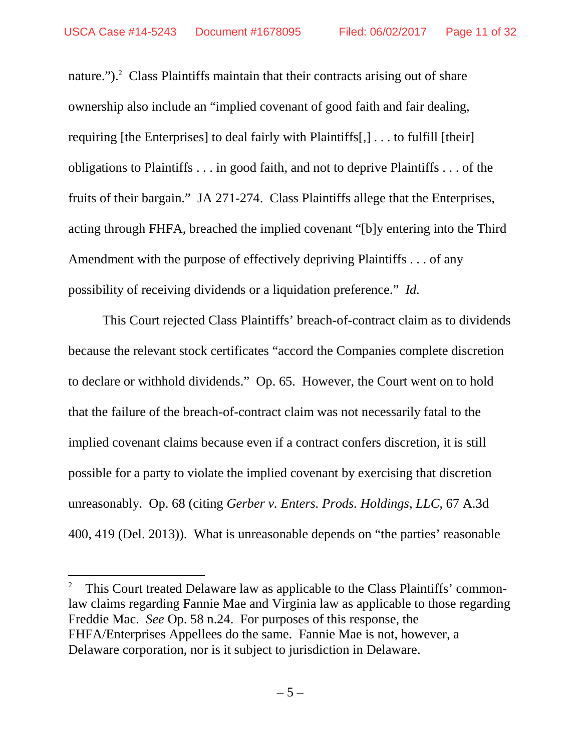nature.").[2] Class Plaintiffs maintain that their contracts arising out of share ownership also include an "implied covenant of good faith and fair dealing, requiring [the Enterprises] to deal fairly with Plaintiffs[,] . . . to fulfill [their] obligations to Plaintiffs . . . in good faith, and not to deprive Plaintiffs . . . of the fruits of their bargain." JA 271-274. Class Plaintiffs allege that the Enterprises, acting through FHFA, breached the implied covenant "[b]y entering into the Third Amendment with the purpose of effectively depriving Plaintiffs . . . of any possibility of receiving dividends or a liquidation preference." *Id.*

This Court rejected Class Plaintiffs' breach-of-contract claim as to dividends because the relevant stock certificates "accord the Companies complete discretion to declare or withhold dividends." Op. 65. However, the Court went on to hold that the failure of the breach-of-contract claim was not necessarily fatal to the implied covenant claims because even if a contract confers discretion, it is still possible for a party to violate the implied covenant by exercising that discretion unreasonably. Op. 68 (citing *Gerber v. Enters. Prods. Holdings, LLC*, 67 A.3d 400, 419 (Del. 2013)). What is unreasonable depends on "the parties' reasonable

---

[2] This Court treated Delaware law as applicable to the Class Plaintiffs' common-law claims regarding Fannie Mae and Virginia law as applicable to those regarding Freddie Mac. *See* Op. 58 n.24. For purposes of this response, the FHFA/Enterprises Appellees do the same. Fannie Mae is not, however, a Delaware corporation, nor is it subject to jurisdiction in Delaware.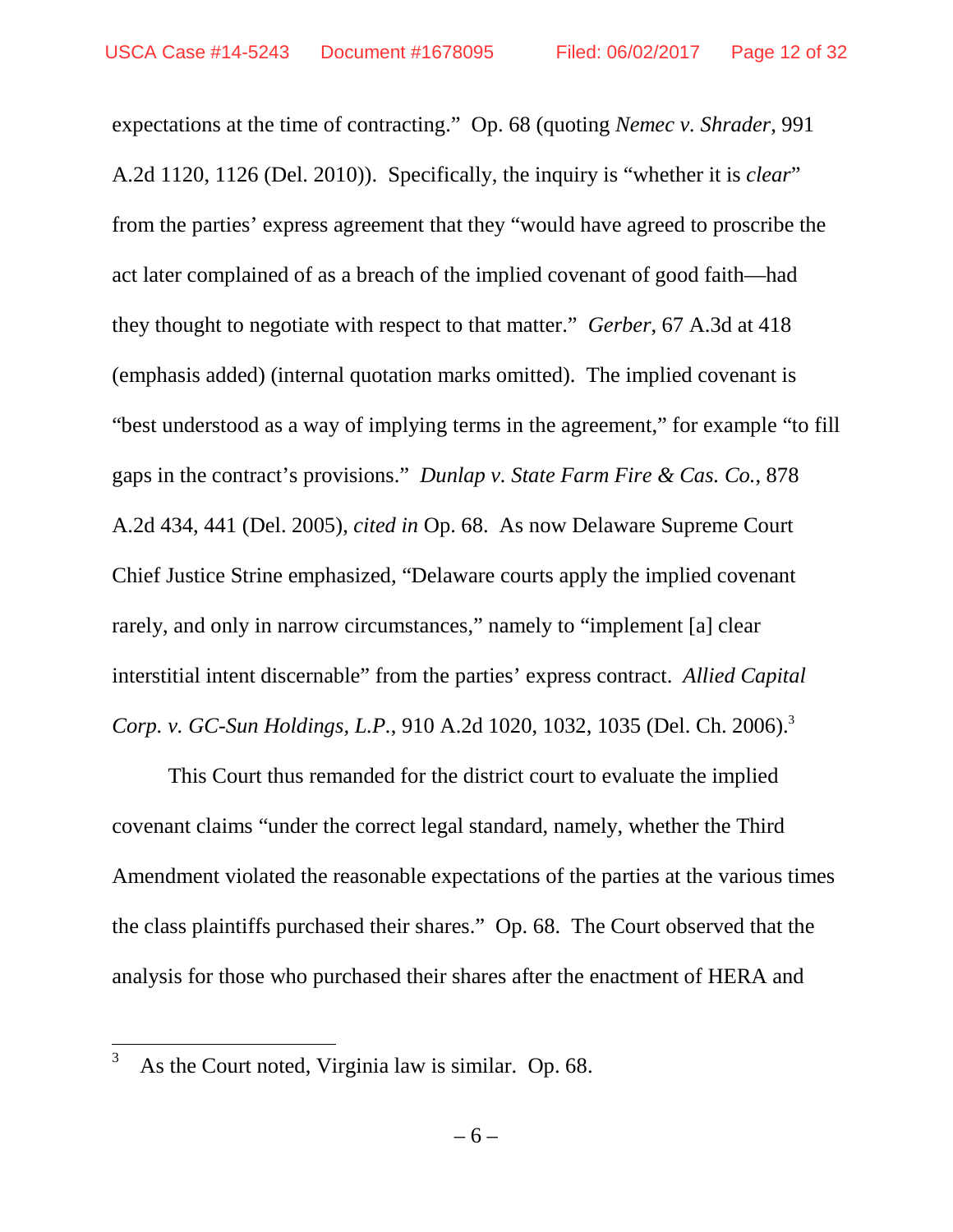expectations at the time of contracting." Op. 68 (quoting *Nemec v. Shrader*, 991 A.2d 1120, 1126 (Del. 2010)). Specifically, the inquiry is "whether it is *clear*" from the parties' express agreement that they "would have agreed to proscribe the act later complained of as a breach of the implied covenant of good faith—had they thought to negotiate with respect to that matter." *Gerber*, 67 A.3d at 418 (emphasis added) (internal quotation marks omitted). The implied covenant is "best understood as a way of implying terms in the agreement," for example "to fill gaps in the contract's provisions." *Dunlap v. State Farm Fire & Cas. Co.*, 878 A.2d 434, 441 (Del. 2005), *cited in* Op. 68. As now Delaware Supreme Court Chief Justice Strine emphasized, "Delaware courts apply the implied covenant rarely, and only in narrow circumstances," namely to "implement [a] clear interstitial intent discernable" from the parties' express contract. *Allied Capital Corp. v. GC-Sun Holdings, L.P.*, 910 A.2d 1020, 1032, 1035 (Del. Ch. 2006).[3]

This Court thus remanded for the district court to evaluate the implied covenant claims "under the correct legal standard, namely, whether the Third Amendment violated the reasonable expectations of the parties at the various times the class plaintiffs purchased their shares." Op. 68. The Court observed that the analysis for those who purchased their shares after the enactment of HERA and

---

[3] As the Court noted, Virginia law is similar. Op. 68.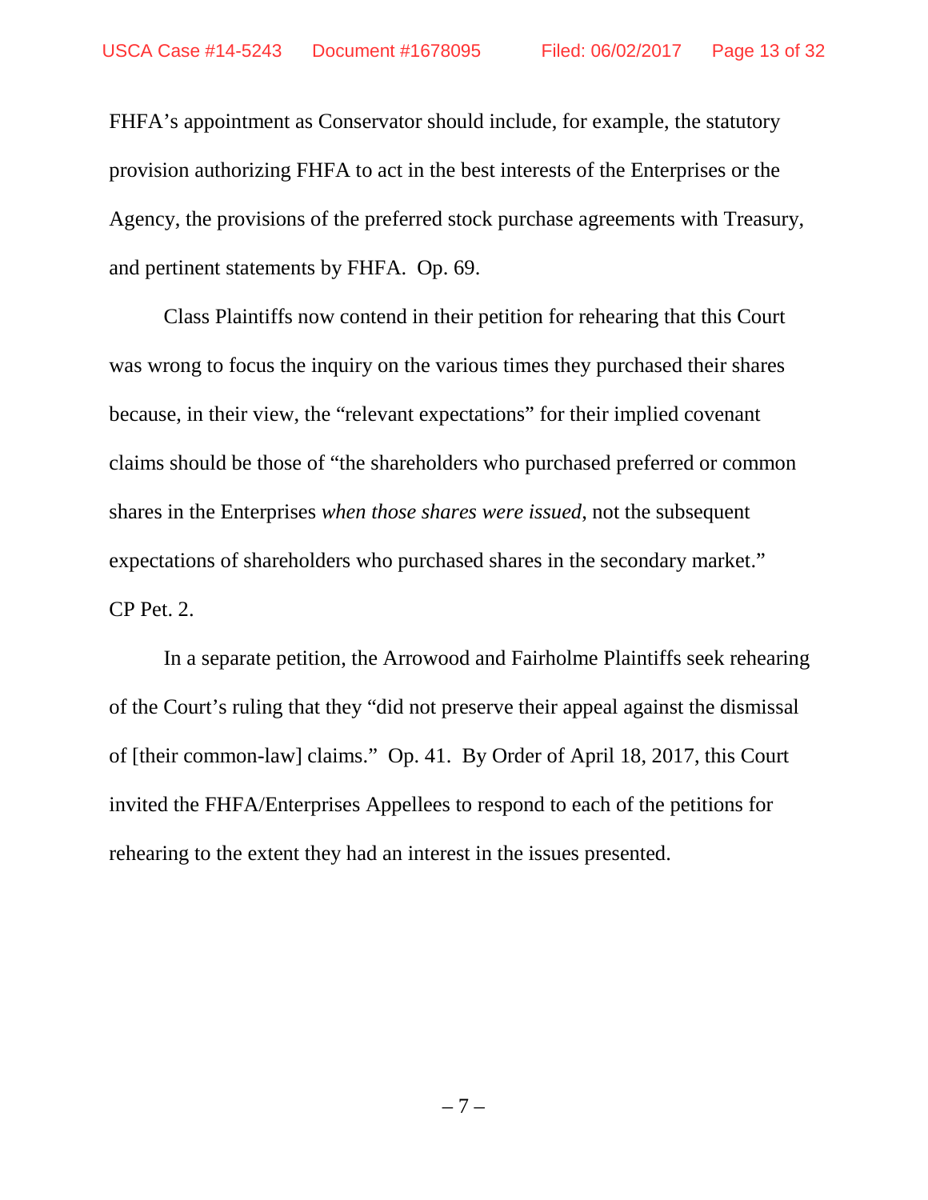FHFA's appointment as Conservator should include, for example, the statutory provision authorizing FHFA to act in the best interests of the Enterprises or the Agency, the provisions of the preferred stock purchase agreements with Treasury, and pertinent statements by FHFA. Op. 69.

Class Plaintiffs now contend in their petition for rehearing that this Court was wrong to focus the inquiry on the various times they purchased their shares because, in their view, the "relevant expectations" for their implied covenant claims should be those of "the shareholders who purchased preferred or common shares in the Enterprises *when those shares were issued*, not the subsequent expectations of shareholders who purchased shares in the secondary market." CP Pet. 2.

In a separate petition, the Arrowood and Fairholme Plaintiffs seek rehearing of the Court's ruling that they "did not preserve their appeal against the dismissal of [their common-law] claims." Op. 41. By Order of April 18, 2017, this Court invited the FHFA/Enterprises Appellees to respond to each of the petitions for rehearing to the extent they had an interest in the issues presented.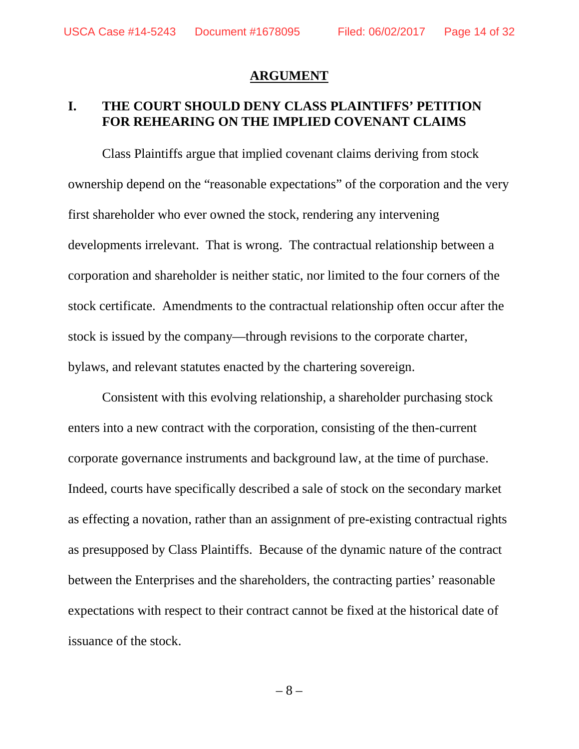## ARGUMENT

### I. THE COURT SHOULD DENY CLASS PLAINTIFFS' PETITION FOR REHEARING ON THE IMPLIED COVENANT CLAIMS

Class Plaintiffs argue that implied covenant claims deriving from stock ownership depend on the "reasonable expectations" of the corporation and the very first shareholder who ever owned the stock, rendering any intervening developments irrelevant. That is wrong. The contractual relationship between a corporation and shareholder is neither static, nor limited to the four corners of the stock certificate. Amendments to the contractual relationship often occur after the stock is issued by the company—through revisions to the corporate charter, bylaws, and relevant statutes enacted by the chartering sovereign.

Consistent with this evolving relationship, a shareholder purchasing stock enters into a new contract with the corporation, consisting of the then-current corporate governance instruments and background law, at the time of purchase. Indeed, courts have specifically described a sale of stock on the secondary market as effecting a novation, rather than an assignment of pre-existing contractual rights as presupposed by Class Plaintiffs. Because of the dynamic nature of the contract between the Enterprises and the shareholders, the contracting parties' reasonable expectations with respect to their contract cannot be fixed at the historical date of issuance of the stock.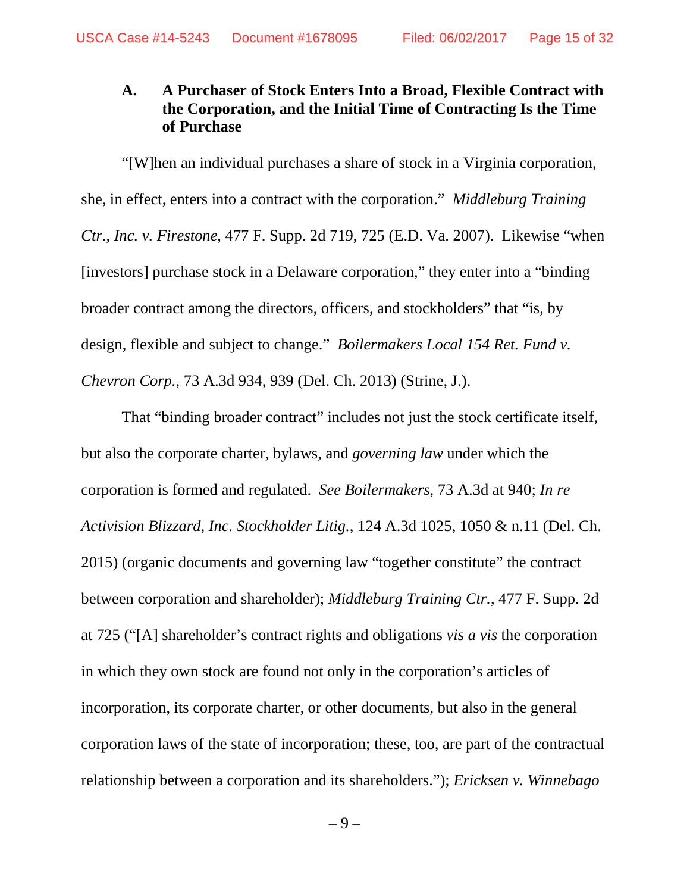### A. A Purchaser of Stock Enters Into a Broad, Flexible Contract with the Corporation, and the Initial Time of Contracting Is the Time of Purchase

"[W]hen an individual purchases a share of stock in a Virginia corporation, she, in effect, enters into a contract with the corporation." *Middleburg Training Ctr., Inc. v. Firestone*, 477 F. Supp. 2d 719, 725 (E.D. Va. 2007). Likewise "when [investors] purchase stock in a Delaware corporation," they enter into a "binding broader contract among the directors, officers, and stockholders" that "is, by design, flexible and subject to change." *Boilermakers Local 154 Ret. Fund v. Chevron Corp.*, 73 A.3d 934, 939 (Del. Ch. 2013) (Strine, J.).

That "binding broader contract" includes not just the stock certificate itself, but also the corporate charter, bylaws, and *governing law* under which the corporation is formed and regulated. *See Boilermakers*, 73 A.3d at 940; *In re Activision Blizzard, Inc. Stockholder Litig.*, 124 A.3d 1025, 1050 & n.11 (Del. Ch. 2015) (organic documents and governing law "together constitute" the contract between corporation and shareholder); *Middleburg Training Ctr.*, 477 F. Supp. 2d at 725 ("[A] shareholder's contract rights and obligations *vis a vis* the corporation in which they own stock are found not only in the corporation's articles of incorporation, its corporate charter, or other documents, but also in the general corporation laws of the state of incorporation; these, too, are part of the contractual relationship between a corporation and its shareholders."); *Ericksen v. Winnebago*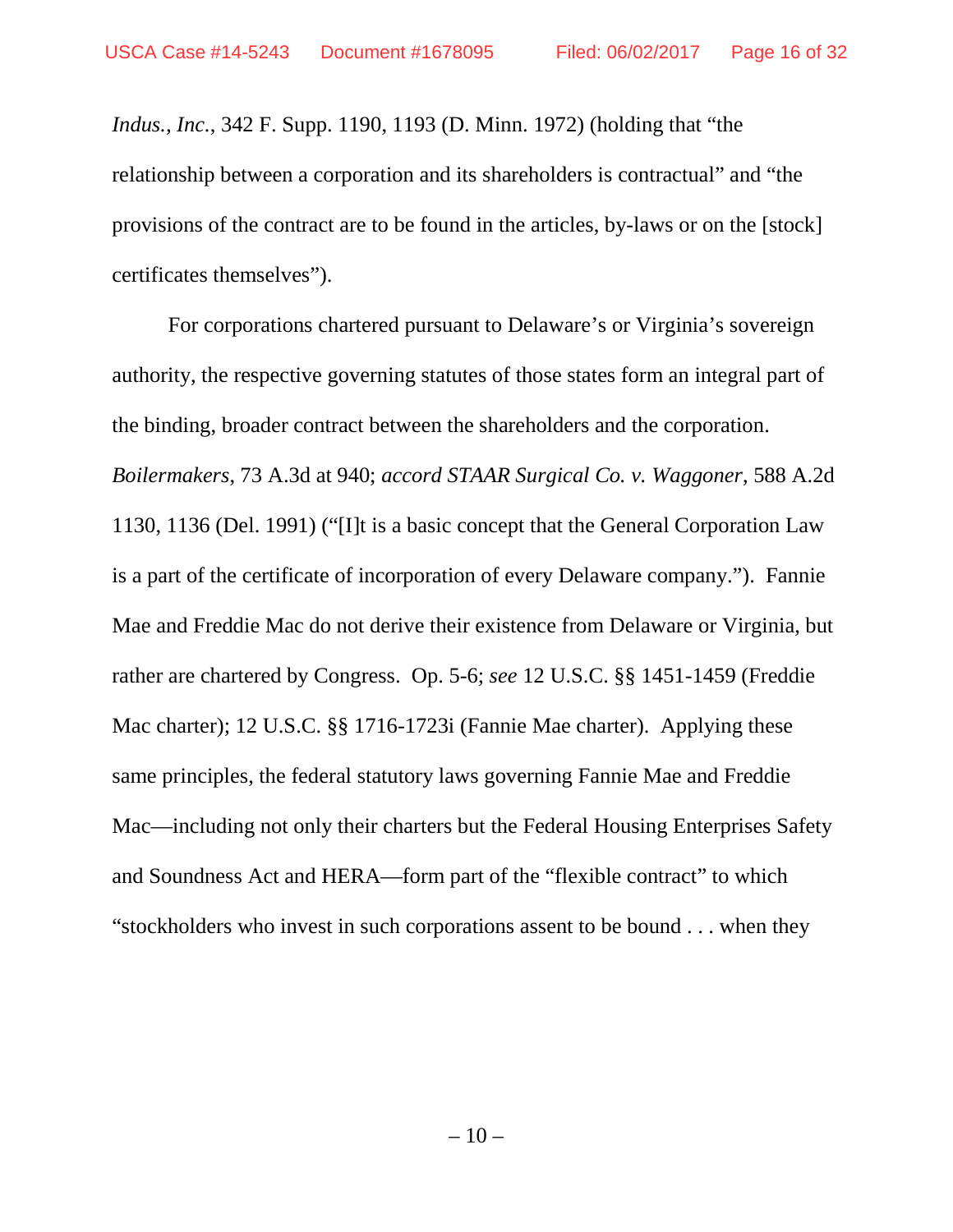*Indus., Inc.*, 342 F. Supp. 1190, 1193 (D. Minn. 1972) (holding that "the relationship between a corporation and its shareholders is contractual" and "the provisions of the contract are to be found in the articles, by-laws or on the [stock] certificates themselves").

For corporations chartered pursuant to Delaware's or Virginia's sovereign authority, the respective governing statutes of those states form an integral part of the binding, broader contract between the shareholders and the corporation. *Boilermakers*, 73 A.3d at 940; *accord STAAR Surgical Co. v. Waggoner*, 588 A.2d 1130, 1136 (Del. 1991) ("[I]t is a basic concept that the General Corporation Law is a part of the certificate of incorporation of every Delaware company."). Fannie Mae and Freddie Mac do not derive their existence from Delaware or Virginia, but rather are chartered by Congress. Op. 5-6; *see* 12 U.S.C. §§ 1451-1459 (Freddie Mac charter); 12 U.S.C. §§ 1716-1723i (Fannie Mae charter). Applying these same principles, the federal statutory laws governing Fannie Mae and Freddie Mac—including not only their charters but the Federal Housing Enterprises Safety and Soundness Act and HERA—form part of the "flexible contract" to which "stockholders who invest in such corporations assent to be bound . . . when they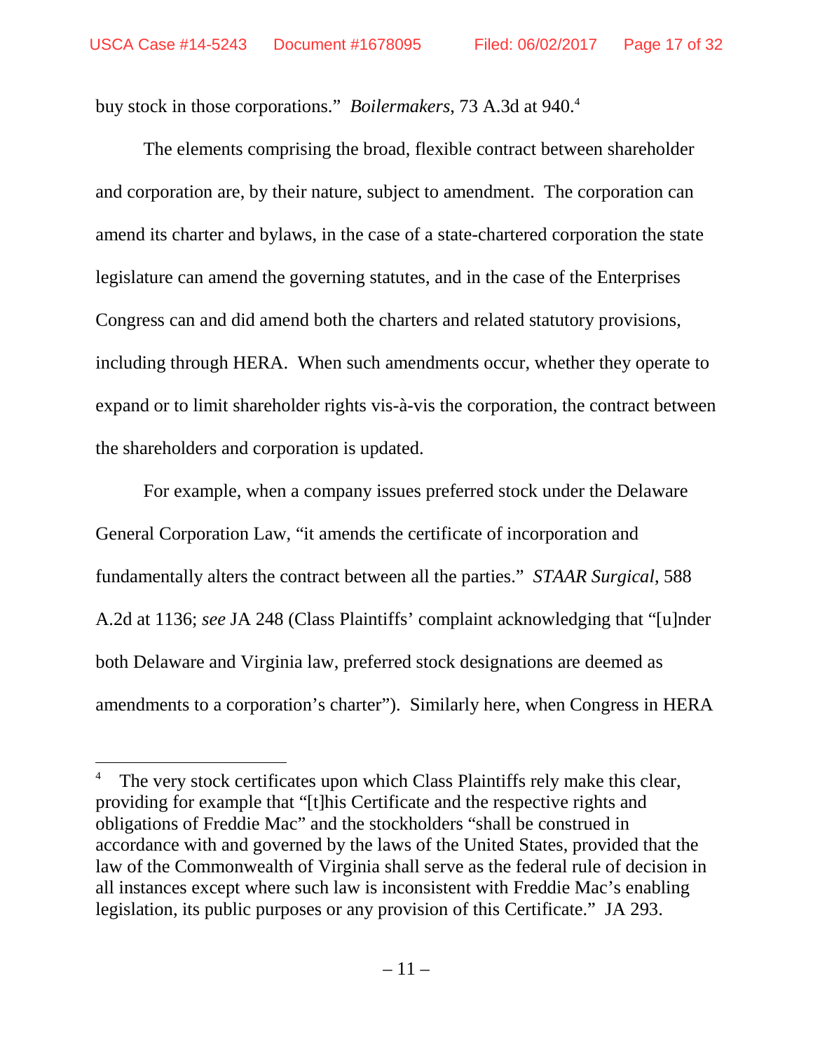buy stock in those corporations." *Boilermakers*, 73 A.3d at 940.[4]

The elements comprising the broad, flexible contract between shareholder and corporation are, by their nature, subject to amendment. The corporation can amend its charter and bylaws, in the case of a state-chartered corporation the state legislature can amend the governing statutes, and in the case of the Enterprises Congress can and did amend both the charters and related statutory provisions, including through HERA. When such amendments occur, whether they operate to expand or to limit shareholder rights vis-à-vis the corporation, the contract between the shareholders and corporation is updated.

For example, when a company issues preferred stock under the Delaware General Corporation Law, "it amends the certificate of incorporation and fundamentally alters the contract between all the parties." *STAAR Surgical*, 588 A.2d at 1136; *see* JA 248 (Class Plaintiffs' complaint acknowledging that "[u]nder both Delaware and Virginia law, preferred stock designations are deemed as amendments to a corporation's charter"). Similarly here, when Congress in HERA

---

[4] The very stock certificates upon which Class Plaintiffs rely make this clear, providing for example that "[t]his Certificate and the respective rights and obligations of Freddie Mac" and the stockholders "shall be construed in accordance with and governed by the laws of the United States, provided that the law of the Commonwealth of Virginia shall serve as the federal rule of decision in all instances except where such law is inconsistent with Freddie Mac's enabling legislation, its public purposes or any provision of this Certificate." JA 293.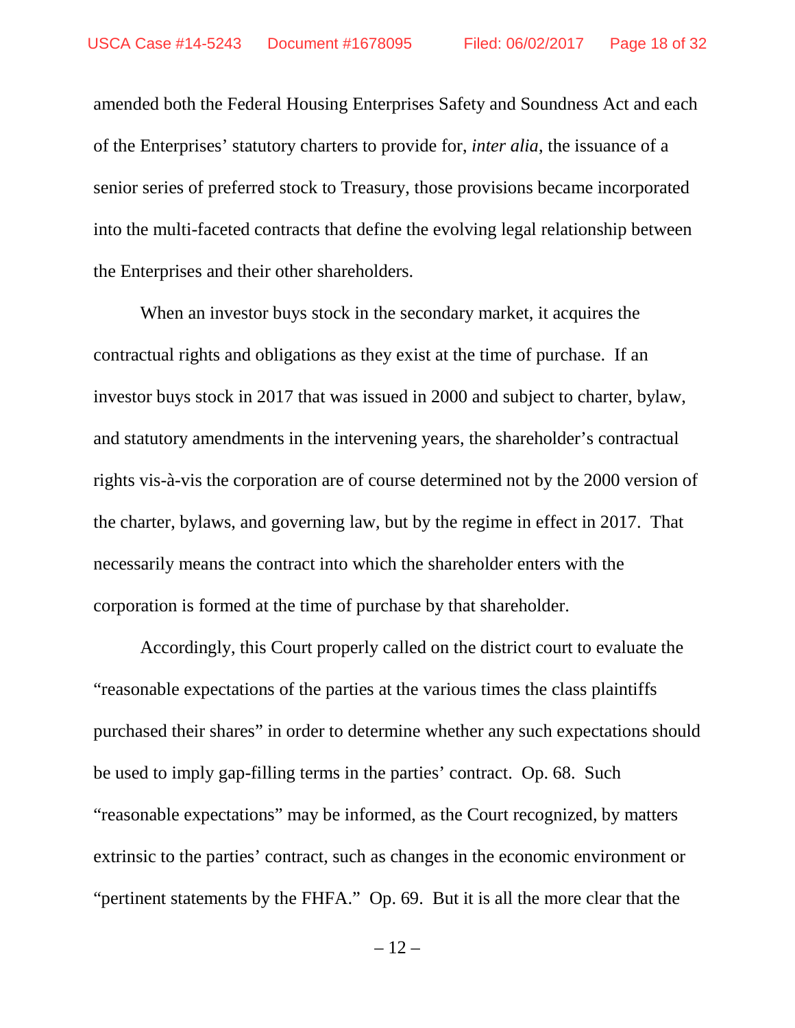amended both the Federal Housing Enterprises Safety and Soundness Act and each of the Enterprises' statutory charters to provide for, *inter alia*, the issuance of a senior series of preferred stock to Treasury, those provisions became incorporated into the multi-faceted contracts that define the evolving legal relationship between the Enterprises and their other shareholders.

When an investor buys stock in the secondary market, it acquires the contractual rights and obligations as they exist at the time of purchase. If an investor buys stock in 2017 that was issued in 2000 and subject to charter, bylaw, and statutory amendments in the intervening years, the shareholder's contractual rights vis-à-vis the corporation are of course determined not by the 2000 version of the charter, bylaws, and governing law, but by the regime in effect in 2017. That necessarily means the contract into which the shareholder enters with the corporation is formed at the time of purchase by that shareholder.

Accordingly, this Court properly called on the district court to evaluate the "reasonable expectations of the parties at the various times the class plaintiffs purchased their shares" in order to determine whether any such expectations should be used to imply gap-filling terms in the parties' contract. Op. 68. Such "reasonable expectations" may be informed, as the Court recognized, by matters extrinsic to the parties' contract, such as changes in the economic environment or "pertinent statements by the FHFA." Op. 69. But it is all the more clear that the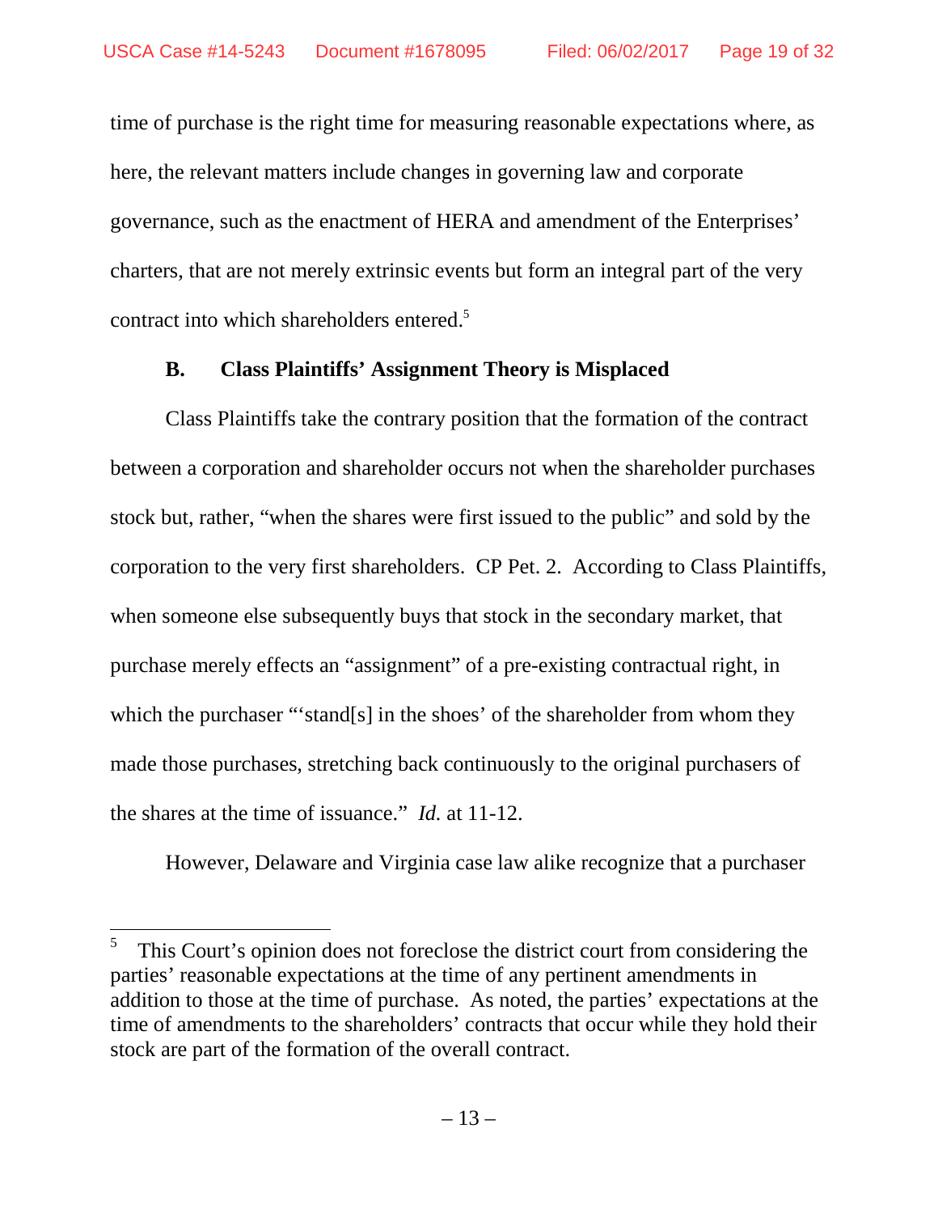time of purchase is the right time for measuring reasonable expectations where, as here, the relevant matters include changes in governing law and corporate governance, such as the enactment of HERA and amendment of the Enterprises' charters, that are not merely extrinsic events but form an integral part of the very contract into which shareholders entered.[5]

### B. Class Plaintiffs' Assignment Theory is Misplaced

Class Plaintiffs take the contrary position that the formation of the contract between a corporation and shareholder occurs not when the shareholder purchases stock but, rather, "when the shares were first issued to the public" and sold by the corporation to the very first shareholders. CP Pet. 2. According to Class Plaintiffs, when someone else subsequently buys that stock in the secondary market, that purchase merely effects an "assignment" of a pre-existing contractual right, in which the purchaser "'stand[s] in the shoes' of the shareholder from whom they made those purchases, stretching back continuously to the original purchasers of the shares at the time of issuance." *Id.* at 11-12.

However, Delaware and Virginia case law alike recognize that a purchaser

---

[5] This Court's opinion does not foreclose the district court from considering the parties' reasonable expectations at the time of any pertinent amendments in addition to those at the time of purchase. As noted, the parties' expectations at the time of amendments to the shareholders' contracts that occur while they hold their stock are part of the formation of the overall contract.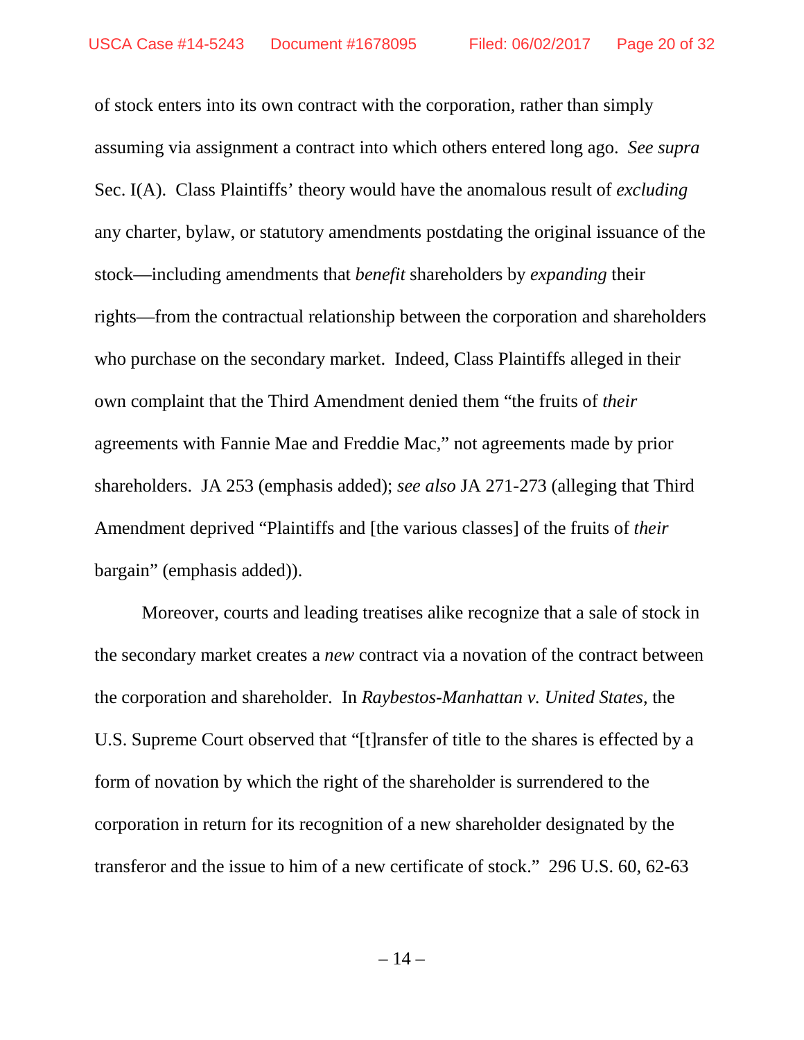of stock enters into its own contract with the corporation, rather than simply assuming via assignment a contract into which others entered long ago. *See supra* Sec. I(A). Class Plaintiffs' theory would have the anomalous result of *excluding* any charter, bylaw, or statutory amendments postdating the original issuance of the stock—including amendments that *benefit* shareholders by *expanding* their rights—from the contractual relationship between the corporation and shareholders who purchase on the secondary market. Indeed, Class Plaintiffs alleged in their own complaint that the Third Amendment denied them "the fruits of *their* agreements with Fannie Mae and Freddie Mac," not agreements made by prior shareholders. JA 253 (emphasis added); *see also* JA 271-273 (alleging that Third Amendment deprived "Plaintiffs and [the various classes] of the fruits of *their* bargain" (emphasis added)).

Moreover, courts and leading treatises alike recognize that a sale of stock in the secondary market creates a *new* contract via a novation of the contract between the corporation and shareholder. In *Raybestos-Manhattan v. United States*, the U.S. Supreme Court observed that "[t]ransfer of title to the shares is effected by a form of novation by which the right of the shareholder is surrendered to the corporation in return for its recognition of a new shareholder designated by the transferor and the issue to him of a new certificate of stock." 296 U.S. 60, 62-63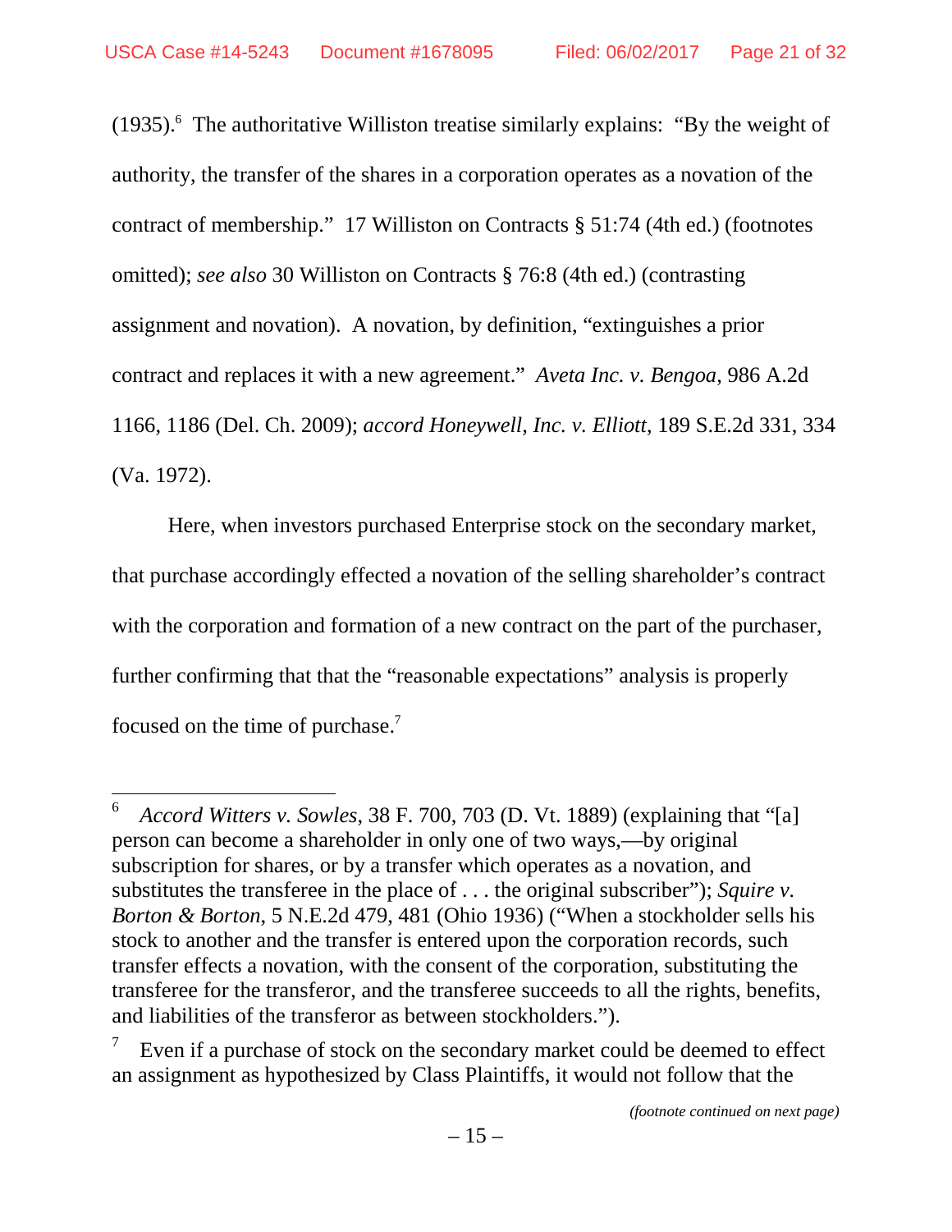(1935).[6] The authoritative Williston treatise similarly explains: "By the weight of authority, the transfer of the shares in a corporation operates as a novation of the contract of membership." 17 Williston on Contracts § 51:74 (4th ed.) (footnotes omitted); *see also* 30 Williston on Contracts § 76:8 (4th ed.) (contrasting assignment and novation). A novation, by definition, "extinguishes a prior contract and replaces it with a new agreement." *Aveta Inc. v. Bengoa*, 986 A.2d 1166, 1186 (Del. Ch. 2009); *accord Honeywell, Inc. v. Elliott*, 189 S.E.2d 331, 334 (Va. 1972).

Here, when investors purchased Enterprise stock on the secondary market, that purchase accordingly effected a novation of the selling shareholder's contract with the corporation and formation of a new contract on the part of the purchaser, further confirming that that the "reasonable expectations" analysis is properly focused on the time of purchase.[7]

---

[6] *Accord Witters v. Sowles*, 38 F. 700, 703 (D. Vt. 1889) (explaining that "[a] person can become a shareholder in only one of two ways,—by original subscription for shares, or by a transfer which operates as a novation, and substitutes the transferee in the place of . . . the original subscriber"); *Squire v. Borton & Borton*, 5 N.E.2d 479, 481 (Ohio 1936) ("When a stockholder sells his stock to another and the transfer is entered upon the corporation records, such transfer effects a novation, with the consent of the corporation, substituting the transferee for the transferor, and the transferee succeeds to all the rights, benefits, and liabilities of the transferor as between stockholders.").

[7] Even if a purchase of stock on the secondary market could be deemed to effect an assignment as hypothesized by Class Plaintiffs, it would not follow that the

*(footnote continued on next page)*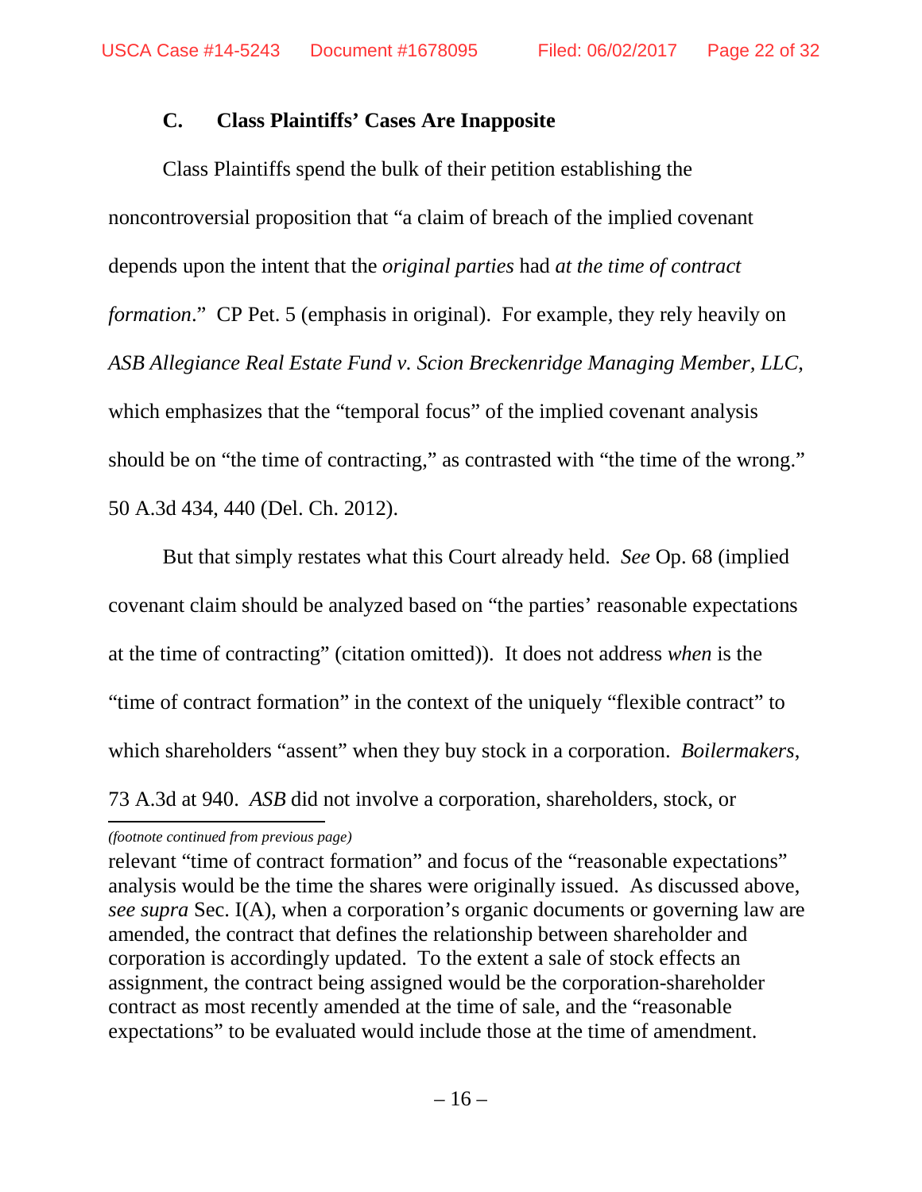### C. Class Plaintiffs' Cases Are Inapposite

Class Plaintiffs spend the bulk of their petition establishing the noncontroversial proposition that "a claim of breach of the implied covenant depends upon the intent that the *original parties* had *at the time of contract formation*." CP Pet. 5 (emphasis in original). For example, they rely heavily on *ASB Allegiance Real Estate Fund v. Scion Breckenridge Managing Member, LLC*, which emphasizes that the "temporal focus" of the implied covenant analysis should be on "the time of contracting," as contrasted with "the time of the wrong." 50 A.3d 434, 440 (Del. Ch. 2012).

But that simply restates what this Court already held. *See* Op. 68 (implied covenant claim should be analyzed based on "the parties' reasonable expectations at the time of contracting" (citation omitted)). It does not address *when* is the "time of contract formation" in the context of the uniquely "flexible contract" to which shareholders "assent" when they buy stock in a corporation. *Boilermakers*, 73 A.3d at 940. *ASB* did not involve a corporation, shareholders, stock, or

---

*(footnote continued from previous page)*

relevant "time of contract formation" and focus of the "reasonable expectations" analysis would be the time the shares were originally issued. As discussed above, *see supra* Sec. I(A), when a corporation's organic documents or governing law are amended, the contract that defines the relationship between shareholder and corporation is accordingly updated. To the extent a sale of stock effects an assignment, the contract being assigned would be the corporation-shareholder contract as most recently amended at the time of sale, and the "reasonable expectations" to be evaluated would include those at the time of amendment.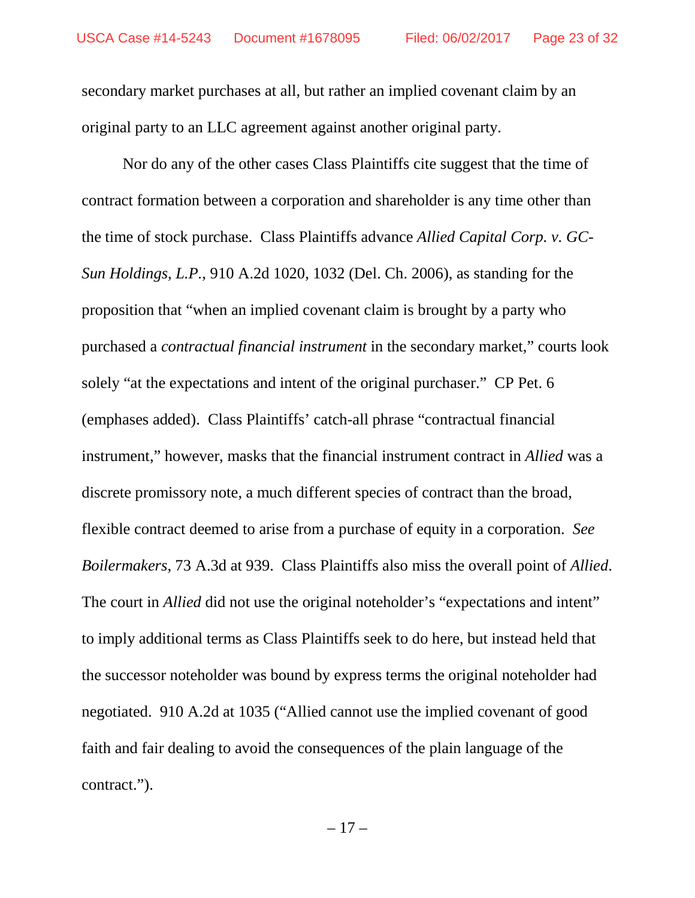secondary market purchases at all, but rather an implied covenant claim by an original party to an LLC agreement against another original party.

Nor do any of the other cases Class Plaintiffs cite suggest that the time of contract formation between a corporation and shareholder is any time other than the time of stock purchase. Class Plaintiffs advance *Allied Capital Corp. v. GC-Sun Holdings, L.P.*, 910 A.2d 1020, 1032 (Del. Ch. 2006), as standing for the proposition that "when an implied covenant claim is brought by a party who purchased a *contractual financial instrument* in the secondary market," courts look solely "at the expectations and intent of the original purchaser." CP Pet. 6 (emphases added). Class Plaintiffs' catch-all phrase "contractual financial instrument," however, masks that the financial instrument contract in *Allied* was a discrete promissory note, a much different species of contract than the broad, flexible contract deemed to arise from a purchase of equity in a corporation. *See Boilermakers*, 73 A.3d at 939. Class Plaintiffs also miss the overall point of *Allied*. The court in *Allied* did not use the original noteholder's "expectations and intent" to imply additional terms as Class Plaintiffs seek to do here, but instead held that the successor noteholder was bound by express terms the original noteholder had negotiated. 910 A.2d at 1035 ("Allied cannot use the implied covenant of good faith and fair dealing to avoid the consequences of the plain language of the contract.").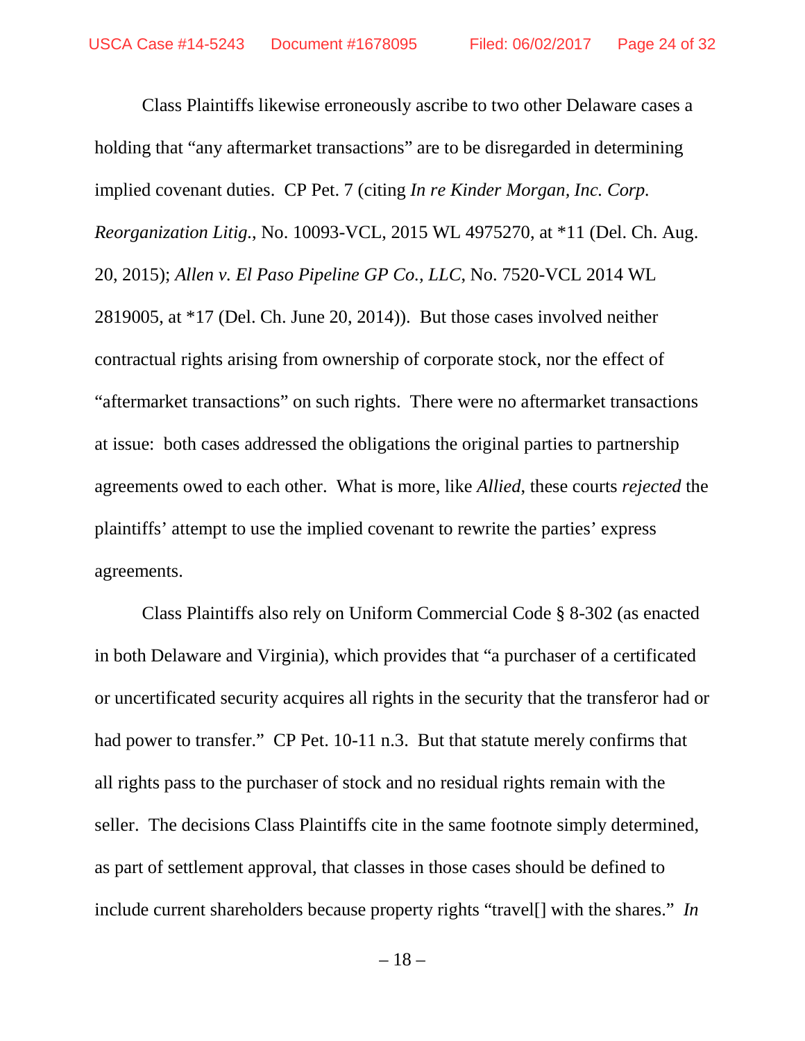Class Plaintiffs likewise erroneously ascribe to two other Delaware cases a holding that "any aftermarket transactions" are to be disregarded in determining implied covenant duties. CP Pet. 7 (citing *In re Kinder Morgan, Inc. Corp. Reorganization Litig.*, No. 10093-VCL, 2015 WL 4975270, at *11 (Del. Ch. Aug. 20, 2015); *Allen v. El Paso Pipeline GP Co., LLC*, No. 7520-VCL 2014 WL 2819005, at *17 (Del. Ch. June 20, 2014)). But those cases involved neither contractual rights arising from ownership of corporate stock, nor the effect of "aftermarket transactions" on such rights. There were no aftermarket transactions at issue: both cases addressed the obligations the original parties to partnership agreements owed to each other. What is more, like *Allied*, these courts *rejected* the plaintiffs' attempt to use the implied covenant to rewrite the parties' express agreements.

Class Plaintiffs also rely on Uniform Commercial Code § 8-302 (as enacted in both Delaware and Virginia), which provides that "a purchaser of a certificated or uncertificated security acquires all rights in the security that the transferor had or had power to transfer." CP Pet. 10-11 n.3. But that statute merely confirms that all rights pass to the purchaser of stock and no residual rights remain with the seller. The decisions Class Plaintiffs cite in the same footnote simply determined, as part of settlement approval, that classes in those cases should be defined to include current shareholders because property rights "travel[] with the shares." *In*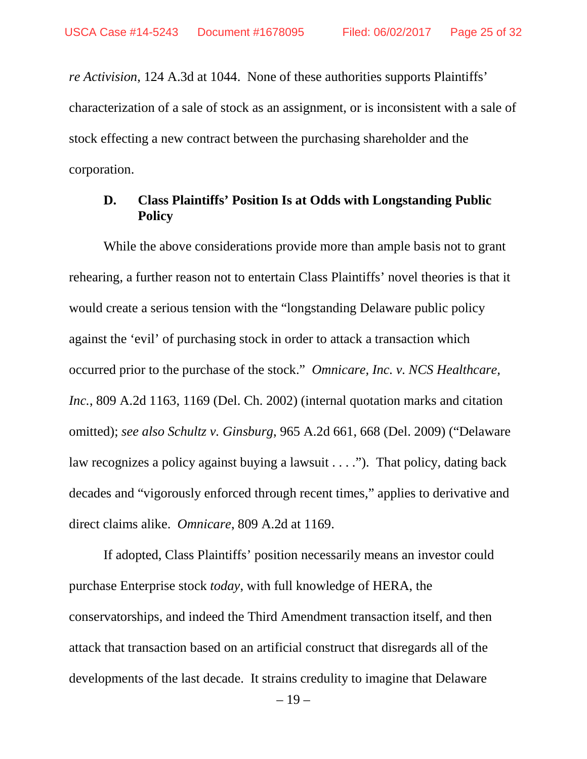*re Activision*, 124 A.3d at 1044. None of these authorities supports Plaintiffs' characterization of a sale of stock as an assignment, or is inconsistent with a sale of stock effecting a new contract between the purchasing shareholder and the corporation.

### D. Class Plaintiffs' Position Is at Odds with Longstanding Public Policy

While the above considerations provide more than ample basis not to grant rehearing, a further reason not to entertain Class Plaintiffs' novel theories is that it would create a serious tension with the "longstanding Delaware public policy against the 'evil' of purchasing stock in order to attack a transaction which occurred prior to the purchase of the stock." *Omnicare, Inc. v. NCS Healthcare, Inc.*, 809 A.2d 1163, 1169 (Del. Ch. 2002) (internal quotation marks and citation omitted); *see also Schultz v. Ginsburg*, 965 A.2d 661, 668 (Del. 2009) ("Delaware law recognizes a policy against buying a lawsuit . . . ."). That policy, dating back decades and "vigorously enforced through recent times," applies to derivative and direct claims alike. *Omnicare*, 809 A.2d at 1169.

If adopted, Class Plaintiffs' position necessarily means an investor could purchase Enterprise stock *today*, with full knowledge of HERA, the conservatorships, and indeed the Third Amendment transaction itself, and then attack that transaction based on an artificial construct that disregards all of the developments of the last decade. It strains credulity to imagine that Delaware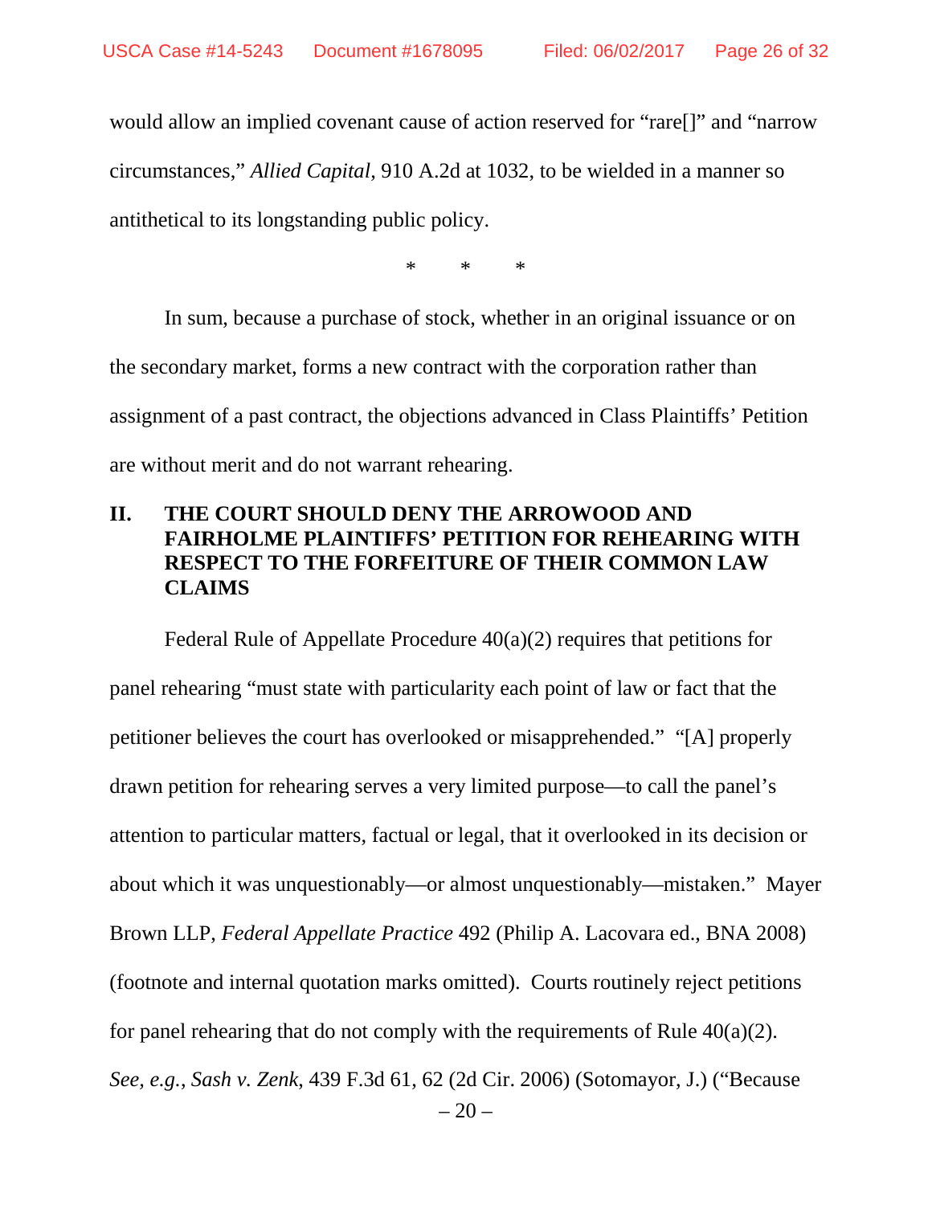would allow an implied covenant cause of action reserved for "rare[]" and "narrow circumstances," *Allied Capital*, 910 A.2d at 1032, to be wielded in a manner so antithetical to its longstanding public policy.

\* \* \*

In sum, because a purchase of stock, whether in an original issuance or on the secondary market, forms a new contract with the corporation rather than assignment of a past contract, the objections advanced in Class Plaintiffs' Petition are without merit and do not warrant rehearing.

## II. THE COURT SHOULD DENY THE ARROWOOD AND FAIRHOLME PLAINTIFFS' PETITION FOR REHEARING WITH RESPECT TO THE FORFEITURE OF THEIR COMMON LAW CLAIMS

Federal Rule of Appellate Procedure 40(a)(2) requires that petitions for panel rehearing "must state with particularity each point of law or fact that the petitioner believes the court has overlooked or misapprehended." "[A] properly drawn petition for rehearing serves a very limited purpose—to call the panel's attention to particular matters, factual or legal, that it overlooked in its decision or about which it was unquestionably—or almost unquestionably—mistaken." Mayer Brown LLP, *Federal Appellate Practice* 492 (Philip A. Lacovara ed., BNA 2008) (footnote and internal quotation marks omitted). Courts routinely reject petitions for panel rehearing that do not comply with the requirements of Rule 40(a)(2). *See, e.g.*, *Sash v. Zenk*, 439 F.3d 61, 62 (2d Cir. 2006) (Sotomayor, J.) ("Because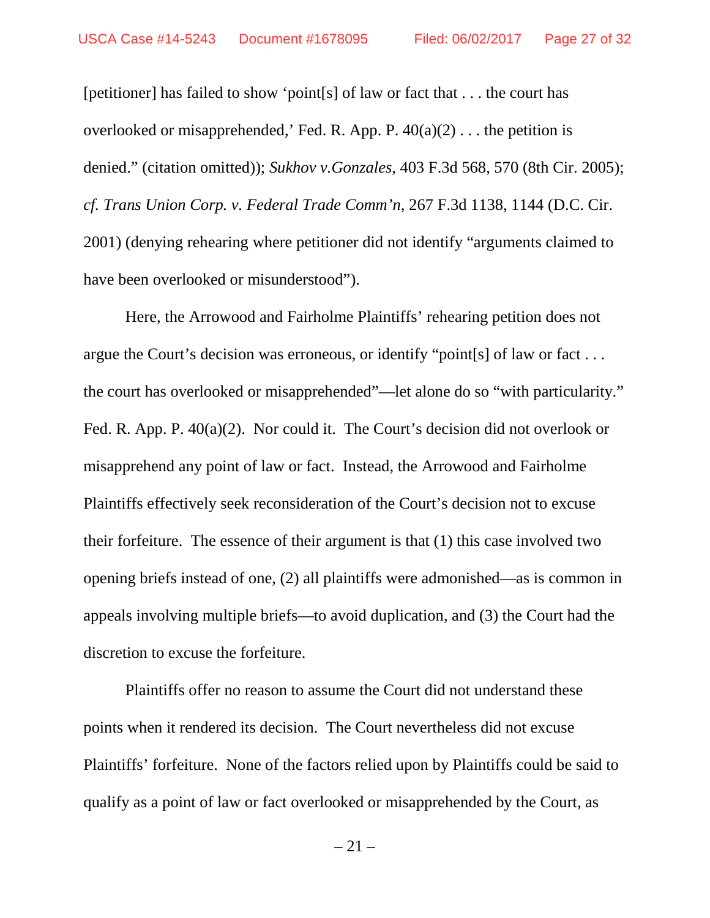[petitioner] has failed to show 'point[s] of law or fact that . . . the court has overlooked or misapprehended,' Fed. R. App. P. 40(a)(2) . . . the petition is denied." (citation omitted)); *Sukhov v.Gonzales*, 403 F.3d 568, 570 (8th Cir. 2005); *cf. Trans Union Corp. v. Federal Trade Comm'n*, 267 F.3d 1138, 1144 (D.C. Cir. 2001) (denying rehearing where petitioner did not identify "arguments claimed to have been overlooked or misunderstood").

Here, the Arrowood and Fairholme Plaintiffs' rehearing petition does not argue the Court's decision was erroneous, or identify "point[s] of law or fact . . . the court has overlooked or misapprehended"—let alone do so "with particularity." Fed. R. App. P. 40(a)(2). Nor could it. The Court's decision did not overlook or misapprehend any point of law or fact. Instead, the Arrowood and Fairholme Plaintiffs effectively seek reconsideration of the Court's decision not to excuse their forfeiture. The essence of their argument is that (1) this case involved two opening briefs instead of one, (2) all plaintiffs were admonished—as is common in appeals involving multiple briefs—to avoid duplication, and (3) the Court had the discretion to excuse the forfeiture.

Plaintiffs offer no reason to assume the Court did not understand these points when it rendered its decision. The Court nevertheless did not excuse Plaintiffs' forfeiture. None of the factors relied upon by Plaintiffs could be said to qualify as a point of law or fact overlooked or misapprehended by the Court, as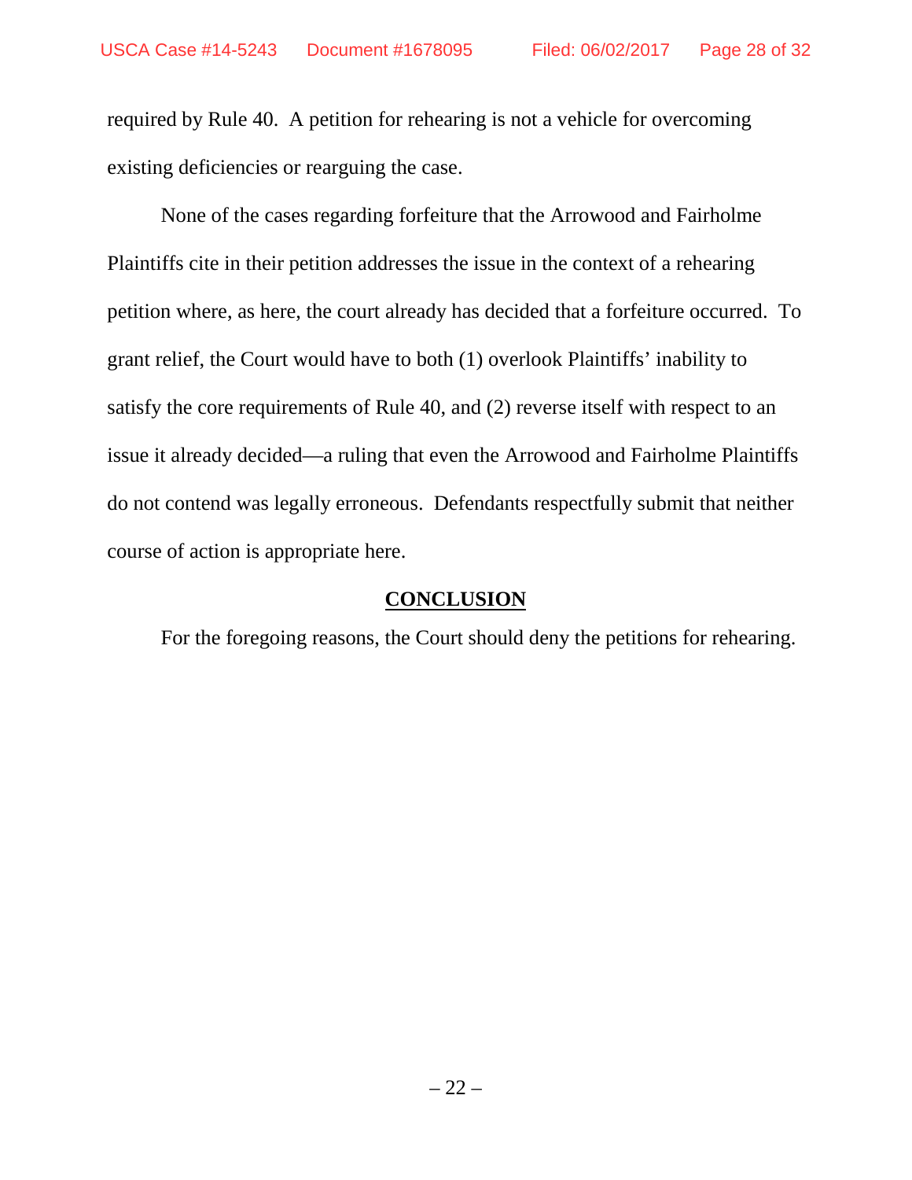required by Rule 40. A petition for rehearing is not a vehicle for overcoming existing deficiencies or rearguing the case.

None of the cases regarding forfeiture that the Arrowood and Fairholme Plaintiffs cite in their petition addresses the issue in the context of a rehearing petition where, as here, the court already has decided that a forfeiture occurred. To grant relief, the Court would have to both (1) overlook Plaintiffs' inability to satisfy the core requirements of Rule 40, and (2) reverse itself with respect to an issue it already decided—a ruling that even the Arrowood and Fairholme Plaintiffs do not contend was legally erroneous. Defendants respectfully submit that neither course of action is appropriate here.

## CONCLUSION

For the foregoing reasons, the Court should deny the petitions for rehearing.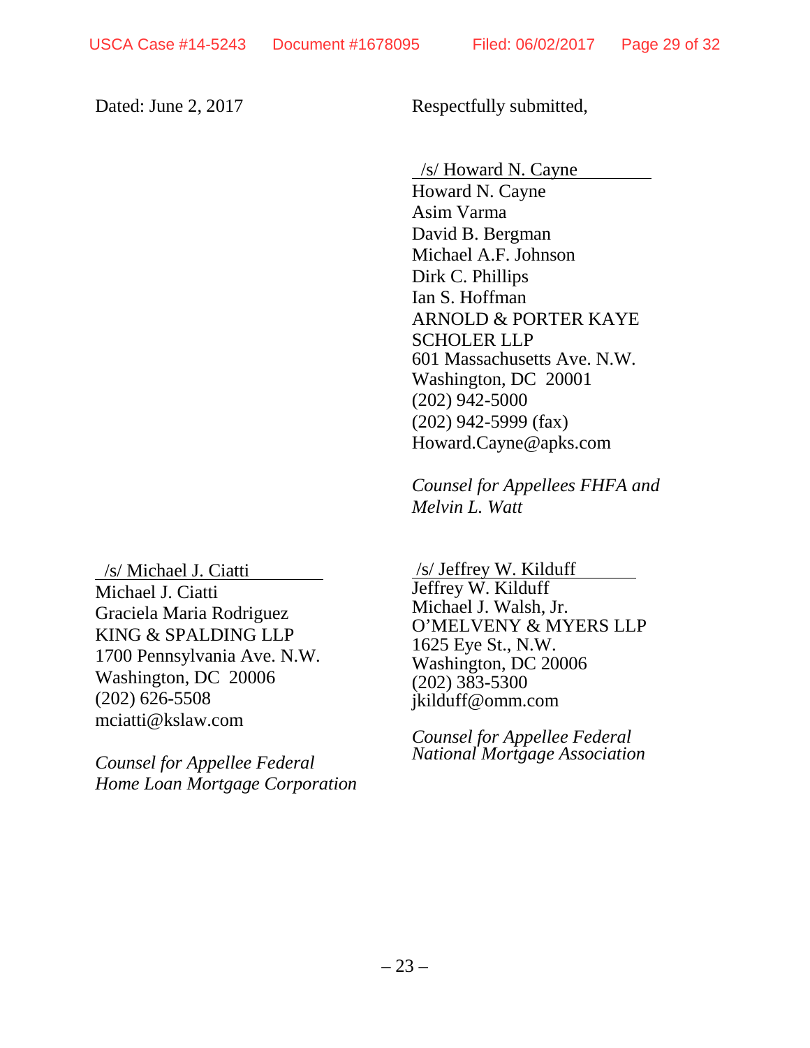Dated: June 2, 2017

Respectfully submitted,

/s/ Howard N. Cayne
Howard N. Cayne
Asim Varma
David B. Bergman
Michael A.F. Johnson
Dirk C. Phillips
Ian S. Hoffman
ARNOLD & PORTER KAYE SCHOLER LLP
601 Massachusetts Ave. N.W.
Washington, DC 20001
(202) 942-5000
(202) 942-5999 (fax)
Howard.Cayne@apks.com

*Counsel for Appellees FHFA and Melvin L. Watt*

/s/ Michael J. Ciatti
Michael J. Ciatti
Graciela Maria Rodriguez
KING & SPALDING LLP
1700 Pennsylvania Ave. N.W.
Washington, DC 20006
(202) 626-5508
mciatti@kslaw.com

*Counsel for Appellee Federal Home Loan Mortgage Corporation*

/s/ Jeffrey W. Kilduff
Jeffrey W. Kilduff
Michael J. Walsh, Jr.
O'MELVENY & MYERS LLP
1625 Eye St., N.W.
Washington, DC 20006
(202) 383-5300
jkilduff@omm.com

*Counsel for Appellee Federal National Mortgage Association*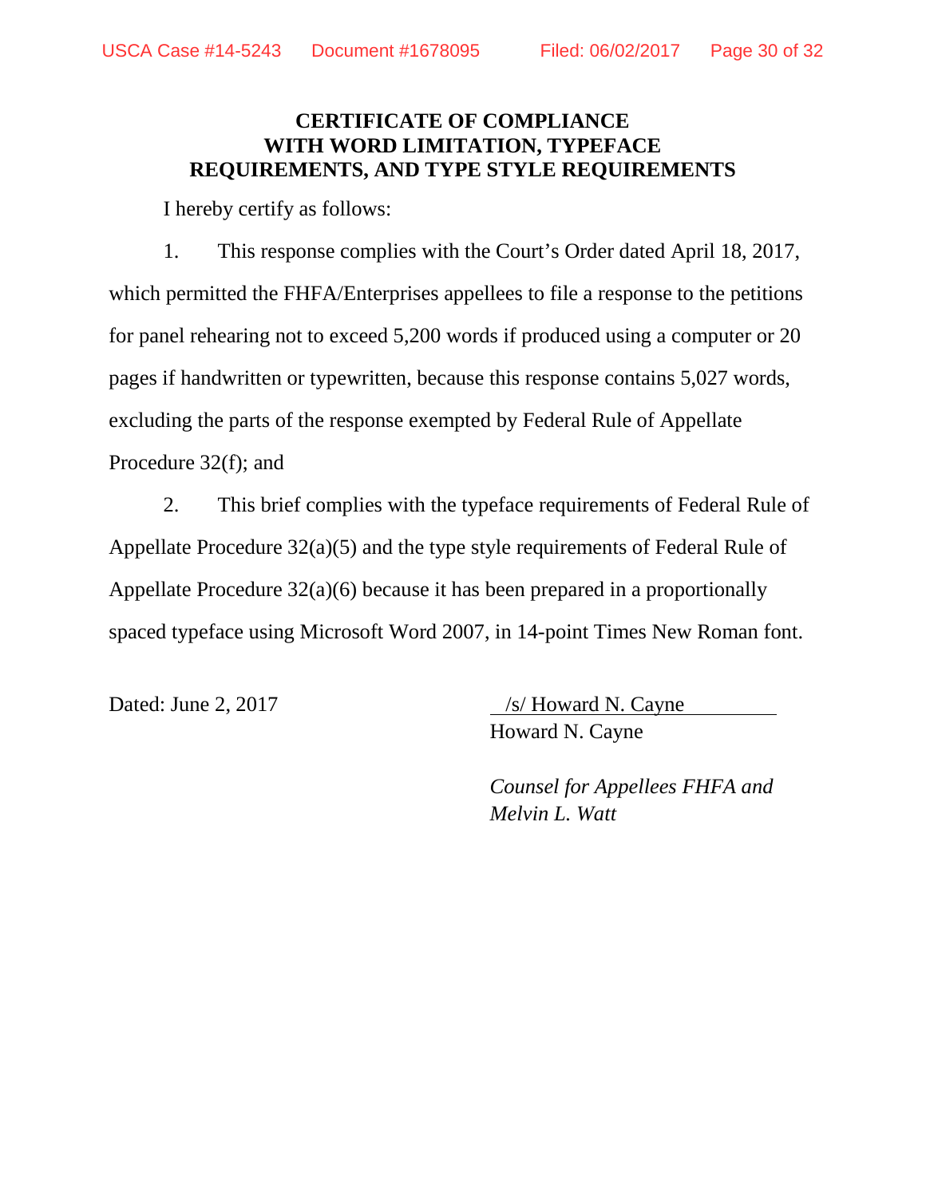**CERTIFICATE OF COMPLIANCE WITH WORD LIMITATION, TYPEFACE REQUIREMENTS, AND TYPE STYLE REQUIREMENTS**

I hereby certify as follows:

1. This response complies with the Court's Order dated April 18, 2017, which permitted the FHFA/Enterprises appellees to file a response to the petitions for panel rehearing not to exceed 5,200 words if produced using a computer or 20 pages if handwritten or typewritten, because this response contains 5,027 words, excluding the parts of the response exempted by Federal Rule of Appellate Procedure 32(f); and

2. This brief complies with the typeface requirements of Federal Rule of Appellate Procedure 32(a)(5) and the type style requirements of Federal Rule of Appellate Procedure 32(a)(6) because it has been prepared in a proportionally spaced typeface using Microsoft Word 2007, in 14-point Times New Roman font.

Dated: June 2, 2017

/s/ Howard N. Cayne
Howard N. Cayne

*Counsel for Appellees FHFA and Melvin L. Watt*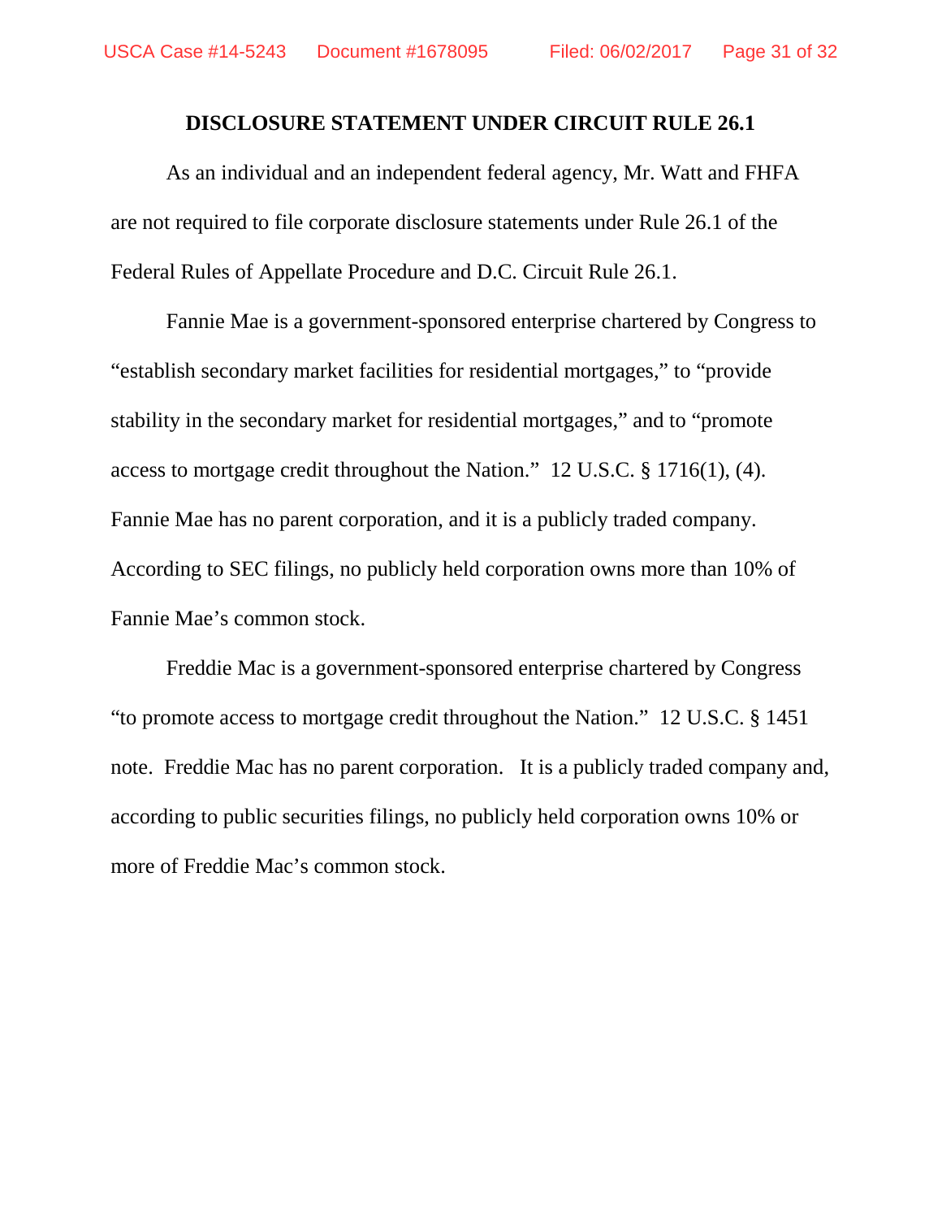**DISCLOSURE STATEMENT UNDER CIRCUIT RULE 26.1**

As an individual and an independent federal agency, Mr. Watt and FHFA are not required to file corporate disclosure statements under Rule 26.1 of the Federal Rules of Appellate Procedure and D.C. Circuit Rule 26.1.

Fannie Mae is a government-sponsored enterprise chartered by Congress to "establish secondary market facilities for residential mortgages," to "provide stability in the secondary market for residential mortgages," and to "promote access to mortgage credit throughout the Nation." 12 U.S.C. § 1716(1), (4). Fannie Mae has no parent corporation, and it is a publicly traded company. According to SEC filings, no publicly held corporation owns more than 10% of Fannie Mae's common stock.

Freddie Mac is a government-sponsored enterprise chartered by Congress "to promote access to mortgage credit throughout the Nation." 12 U.S.C. § 1451 note. Freddie Mac has no parent corporation. It is a publicly traded company and, according to public securities filings, no publicly held corporation owns 10% or more of Freddie Mac's common stock.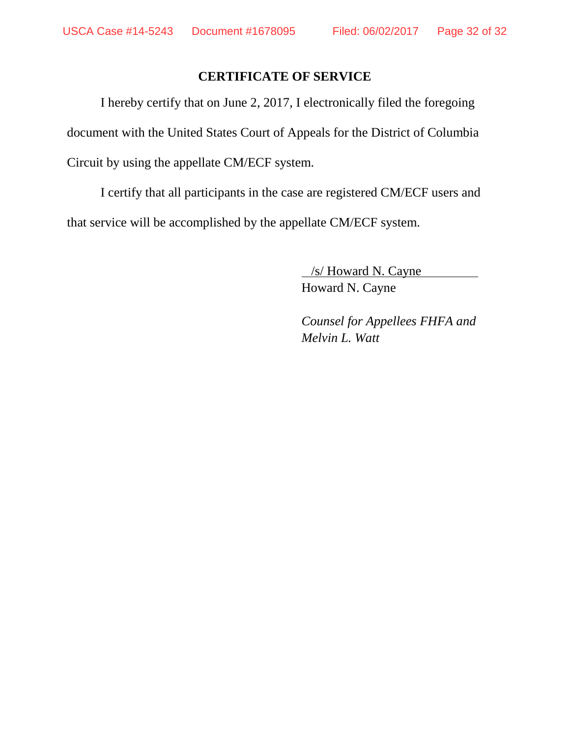## CERTIFICATE OF SERVICE

I hereby certify that on June 2, 2017, I electronically filed the foregoing document with the United States Court of Appeals for the District of Columbia Circuit by using the appellate CM/ECF system.

I certify that all participants in the case are registered CM/ECF users and that service will be accomplished by the appellate CM/ECF system.

/s/ Howard N. Cayne
Howard N. Cayne

*Counsel for Appellees FHFA and Melvin L. Watt*